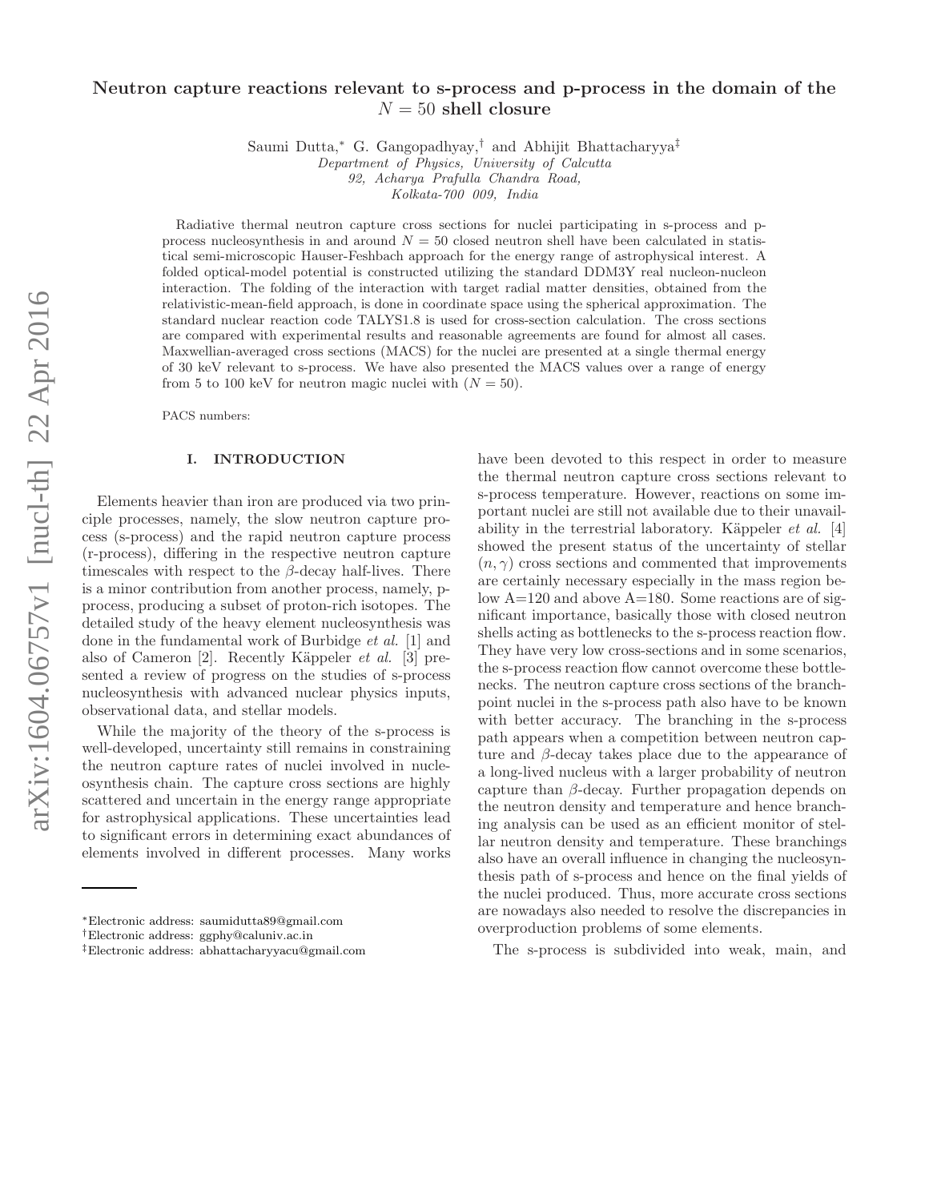# Neutron capture reactions relevant to s-process and p-process in the domain of the $N = 50$ shell closure

Saumi Dutta,[*] G. Gangopadhyay,[†] and Abhijit Bhattacharyya[‡]

*Department of Physics, University of Calcutta*
*92, Acharya Prafulla Chandra Road,*
*Kolkata-700 009, India*

Radiative thermal neutron capture cross sections for nuclei participating in s-process and p-process nucleosynthesis in and around $N = 50$ closed neutron shell have been calculated in statistical semi-microscopic Hauser-Feshbach approach for the energy range of astrophysical interest. A folded optical-model potential is constructed utilizing the standard DDM3Y real nucleon-nucleon interaction. The folding of the interaction with target radial matter densities, obtained from the relativistic-mean-field approach, is done in coordinate space using the spherical approximation. The standard nuclear reaction code TALYS1.8 is used for cross-section calculation. The cross sections are compared with experimental results and reasonable agreements are found for almost all cases. Maxwellian-averaged cross sections (MACS) for the nuclei are presented at a single thermal energy of 30 keV relevant to s-process. We have also presented the MACS values over a range of energy from 5 to 100 keV for neutron magic nuclei with ($N = 50$).

PACS numbers:

## I. INTRODUCTION

Elements heavier than iron are produced via two principle processes, namely, the slow neutron capture process (s-process) and the rapid neutron capture process (r-process), differing in the respective neutron capture timescales with respect to the $\beta$-decay half-lives. There is a minor contribution from another process, namely, p-process, producing a subset of proton-rich isotopes. The detailed study of the heavy element nucleosynthesis was done in the fundamental work of Burbidge *et al.* [1] and also of Cameron [2]. Recently Käppeler *et al.* [3] presented a review of progress on the studies of s-process nucleosynthesis with advanced nuclear physics inputs, observational data, and stellar models.

While the majority of the theory of the s-process is well-developed, uncertainty still remains in constraining the neutron capture rates of nuclei involved in nucleosynthesis chain. The capture cross sections are highly scattered and uncertain in the energy range appropriate for astrophysical applications. These uncertainties lead to significant errors in determining exact abundances of elements involved in different processes. Many works have been devoted to this respect in order to measure the thermal neutron capture cross sections relevant to s-process temperature. However, reactions on some important nuclei are still not available due to their unavailability in the terrestrial laboratory. Käppeler *et al.* [4] showed the present status of the uncertainty of stellar $(n, \gamma)$ cross sections and commented that improvements are certainly necessary especially in the mass region below A=120 and above A=180. Some reactions are of significant importance, basically those with closed neutron shells acting as bottlenecks to the s-process reaction flow. They have very low cross-sections and in some scenarios, the s-process reaction flow cannot overcome these bottlenecks. The neutron capture cross sections of the branch-point nuclei in the s-process path also have to be known with better accuracy. The branching in the s-process path appears when a competition between neutron capture and $\beta$-decay takes place due to the appearance of a long-lived nucleus with a larger probability of neutron capture than $\beta$-decay. Further propagation depends on the neutron density and temperature and hence branching analysis can be used as an efficient monitor of stellar neutron density and temperature. These branchings also have an overall influence in changing the nucleosynthesis path of s-process and hence on the final yields of the nuclei produced. Thus, more accurate cross sections are nowadays also needed to resolve the discrepancies in overproduction problems of some elements.

The s-process is subdivided into weak, main, and

[*] Electronic address: saumidutta89@gmail.com
[†] Electronic address: ggphy@caluniv.ac.in
[‡] Electronic address: abhattacharyyacu@gmail.com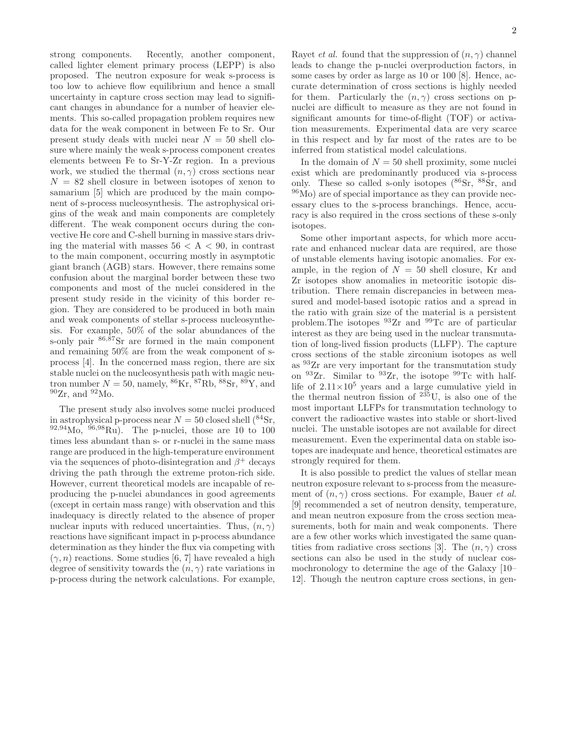strong components. Recently, another component, called lighter element primary process (LEPP) is also proposed. The neutron exposure for weak s-process is too low to achieve flow equilibrium and hence a small uncertainty in capture cross section may lead to significant changes in abundance for a number of heavier elements. This so-called propagation problem requires new data for the weak component in between Fe to Sr. Our present study deals with nuclei near $N = 50$ shell closure where mainly the weak s-process component creates elements between Fe to Sr-Y-Zr region. In a previous work, we studied the thermal $(n, \gamma)$ cross sections near $N = 82$ shell closure in between isotopes of xenon to samarium [5] which are produced by the main component of s-process nucleosynthesis. The astrophysical origins of the weak and main components are completely different. The weak component occurs during the convective He core and C-shell burning in massive stars driving the material with masses $56 < \mathrm{A} < 90$, in contrast to the main component, occurring mostly in asymptotic giant branch (AGB) stars. However, there remains some confusion about the marginal border between these two components and most of the nuclei considered in the present study reside in the vicinity of this border region. They are considered to be produced in both main and weak components of stellar s-process nucleosynthesis. For example, 50% of the solar abundances of the s-only pair $^{86,87}$Sr are formed in the main component and remaining 50% are from the weak component of s-process [4]. In the concerned mass region, there are six stable nuclei on the nucleosynthesis path with magic neutron number $N = 50$, namely, $^{86}$Kr, $^{87}$Rb, $^{88}$Sr, $^{89}$Y, and $^{90}$Zr, and $^{92}$Mo.

The present study also involves some nuclei produced in astrophysical p-process near $N = 50$ closed shell ($^{84}$Sr, $^{92,94}$Mo, $^{96,98}$Ru). The p-nuclei, those are 10 to 100 times less abundant than s- or r-nuclei in the same mass range are produced in the high-temperature environment via the sequences of photo-disintegration and $\beta^+$ decays driving the path through the extreme proton-rich side. However, current theoretical models are incapable of reproducing the p-nuclei abundances in good agreements (except in certain mass range) with observation and this inadequacy is directly related to the absence of proper nuclear inputs with reduced uncertainties. Thus, $(n, \gamma)$ reactions have significant impact in p-process abundance determination as they hinder the flux via competing with $(\gamma, n)$ reactions. Some studies [6, 7] have revealed a high degree of sensitivity towards the $(n, \gamma)$ rate variations in p-process during the network calculations. For example, Rayet *et al.* found that the suppression of $(n, \gamma)$ channel leads to change the p-nuclei overproduction factors, in some cases by order as large as 10 or 100 [8]. Hence, accurate determination of cross sections is highly needed for them. Particularly the $(n, \gamma)$ cross sections on p-nuclei are difficult to measure as they are not found in significant amounts for time-of-flight (TOF) or activation measurements. Experimental data are very scarce in this respect and by far most of the rates are to be inferred from statistical model calculations.

In the domain of $N = 50$ shell proximity, some nuclei exist which are predominantly produced via s-process only. These so called s-only isotopes ($^{86}$Sr, $^{88}$Sr, and $^{96}$Mo) are of special importance as they can provide necessary clues to the s-process branchings. Hence, accuracy is also required in the cross sections of these s-only isotopes.

Some other important aspects, for which more accurate and enhanced nuclear data are required, are those of unstable elements having isotopic anomalies. For example, in the region of $N = 50$ shell closure, Kr and Zr isotopes show anomalies in meteoritic isotopic distribution. There remain discrepancies in between measured and model-based isotopic ratios and a spread in the ratio with grain size of the material is a persistent problem.The isotopes $^{93}$Zr and $^{99}$Tc are of particular interest as they are being used in the nuclear transmutation of long-lived fission products (LLFP). The capture cross sections of the stable zirconium isotopes as well as $^{93}$Zr are very important for the transmutation study on $^{93}$Zr. Similar to $^{93}$Zr, the isotope $^{99}$Tc with half-life of $2.11\times10^5$ years and a large cumulative yield in the thermal neutron fission of $^{235}$U, is also one of the most important LLFPs for transmutation technology to convert the radioactive wastes into stable or short-lived nuclei. The unstable isotopes are not available for direct measurement. Even the experimental data on stable isotopes are inadequate and hence, theoretical estimates are strongly required for them.

It is also possible to predict the values of stellar mean neutron exposure relevant to s-process from the measurement of $(n, \gamma)$ cross sections. For example, Bauer *et al.* [9] recommended a set of neutron density, temperature, and mean neutron exposure from the cross section measurements, both for main and weak components. There are a few other works which investigated the same quantities from radiative cross sections [3]. The $(n, \gamma)$ cross sections can also be used in the study of nuclear cosmochronology to determine the age of the Galaxy [10–12]. Though the neutron capture cross sections, in gen-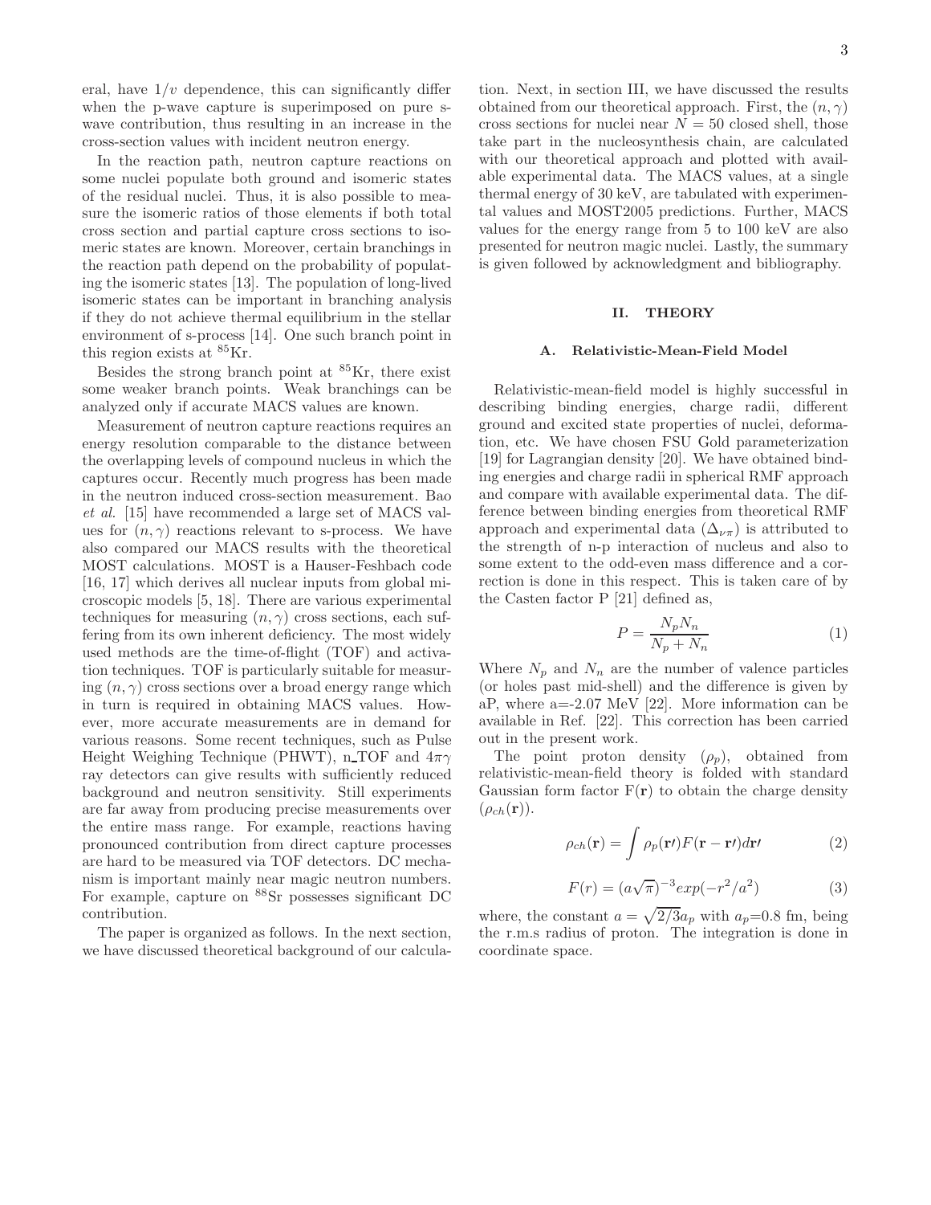eral, have $1/v$ dependence, this can significantly differ when the p-wave capture is superimposed on pure s-wave contribution, thus resulting in an increase in the cross-section values with incident neutron energy.

In the reaction path, neutron capture reactions on some nuclei populate both ground and isomeric states of the residual nuclei. Thus, it is also possible to measure the isomeric ratios of those elements if both total cross section and partial capture cross sections to isomeric states are known. Moreover, certain branchings in the reaction path depend on the probability of populating the isomeric states [13]. The population of long-lived isomeric states can be important in branching analysis if they do not achieve thermal equilibrium in the stellar environment of s-process [14]. One such branch point in this region exists at $^{85}$Kr.

Besides the strong branch point at $^{85}$Kr, there exist some weaker branch points. Weak branchings can be analyzed only if accurate MACS values are known.

Measurement of neutron capture reactions requires an energy resolution comparable to the distance between the overlapping levels of compound nucleus in which the captures occur. Recently much progress has been made in the neutron induced cross-section measurement. Bao *et al.* [15] have recommended a large set of MACS values for $(n, \gamma)$ reactions relevant to s-process. We have also compared our MACS results with the theoretical MOST calculations. MOST is a Hauser-Feshbach code [16, 17] which derives all nuclear inputs from global microscopic models [5, 18]. There are various experimental techniques for measuring $(n, \gamma)$ cross sections, each suffering from its own inherent deficiency. The most widely used methods are the time-of-flight (TOF) and activation techniques. TOF is particularly suitable for measuring $(n, \gamma)$ cross sections over a broad energy range which in turn is required in obtaining MACS values. However, more accurate measurements are in demand for various reasons. Some recent techniques, such as Pulse Height Weighing Technique (PHWT), n_TOF and $4\pi\gamma$ ray detectors can give results with sufficiently reduced background and neutron sensitivity. Still experiments are far away from producing precise measurements over the entire mass range. For example, reactions having pronounced contribution from direct capture processes are hard to be measured via TOF detectors. DC mechanism is important mainly near magic neutron numbers. For example, capture on $^{88}$Sr possesses significant DC contribution.

The paper is organized as follows. In the next section, we have discussed theoretical background of our calculation. Next, in section III, we have discussed the results obtained from our theoretical approach. First, the $(n, \gamma)$ cross sections for nuclei near $N = 50$ closed shell, those take part in the nucleosynthesis chain, are calculated with our theoretical approach and plotted with available experimental data. The MACS values, at a single thermal energy of 30 keV, are tabulated with experimental values and MOST2005 predictions. Further, MACS values for the energy range from 5 to 100 keV are also presented for neutron magic nuclei. Lastly, the summary is given followed by acknowledgment and bibliography.

## II. THEORY

### A. Relativistic-Mean-Field Model

Relativistic-mean-field model is highly successful in describing binding energies, charge radii, different ground and excited state properties of nuclei, deformation, etc. We have chosen FSU Gold parameterization [19] for Lagrangian density [20]. We have obtained binding energies and charge radii in spherical RMF approach and compare with available experimental data. The difference between binding energies from theoretical RMF approach and experimental data ($\Delta_{\nu\pi}$) is attributed to the strength of n-p interaction of nucleus and also to some extent to the odd-even mass difference and a correction is done in this respect. This is taken care of by the Casten factor P [21] defined as,

$$P = \frac{N_p N_n}{N_p + N_n} \tag{1}$$

Where $N_p$ and $N_n$ are the number of valence particles (or holes past mid-shell) and the difference is given by aP, where a=-2.07 MeV [22]. More information can be available in Ref. [22]. This correction has been carried out in the present work.

The point proton density ($\rho_p$), obtained from relativistic-mean-field theory is folded with standard Gaussian form factor $F(\mathbf{r})$ to obtain the charge density ($\rho_{ch}(\mathbf{r})$).

$$\rho_{ch}(\mathbf{r}) = \int \rho_p(\mathbf{r'}) F(\mathbf{r} - \mathbf{r'}) d\mathbf{r'} \tag{2}$$

$$F(r) = (a\sqrt{\pi})^{-3} exp(-r^2/a^2) \tag{3}$$

where, the constant $a = \sqrt{2/3}a_p$ with $a_p$=0.8 fm, being the r.m.s radius of proton. The integration is done in coordinate space.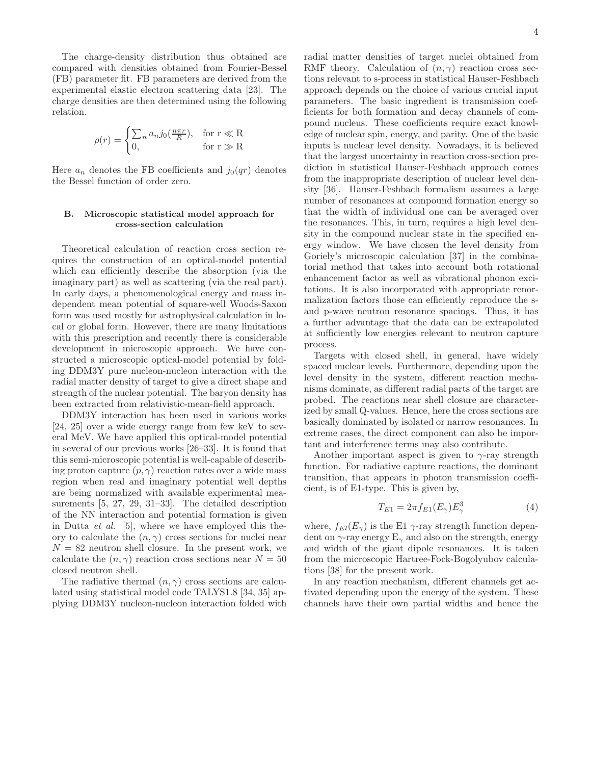The charge-density distribution thus obtained are compared with densities obtained from Fourier-Bessel (FB) parameter fit. FB parameters are derived from the experimental elastic electron scattering data [23]. The charge densities are then determined using the following relation.

$$\rho(r) = \begin{cases} \sum_n a_n j_0(\frac{n\pi r}{R}), & \text{for r} \ll \text{R} \\ 0, & \text{for r} \gg \text{R} \end{cases}$$

Here $a_n$ denotes the FB coefficients and $j_0(qr)$ denotes the Bessel function of order zero.

### B. Microscopic statistical model approach for cross-section calculation

Theoretical calculation of reaction cross section requires the construction of an optical-model potential which can efficiently describe the absorption (via the imaginary part) as well as scattering (via the real part). In early days, a phenomenological energy and mass independent mean potential of square-well Woods-Saxon form was used mostly for astrophysical calculation in local or global form. However, there are many limitations with this prescription and recently there is considerable development in microscopic approach. We have constructed a microscopic optical-model potential by folding DDM3Y pure nucleon-nucleon interaction with the radial matter density of target to give a direct shape and strength of the nuclear potential. The baryon density has been extracted from relativistic-mean-field approach.

DDM3Y interaction has been used in various works [24, 25] over a wide energy range from few keV to several MeV. We have applied this optical-model potential in several of our previous works [26–33]. It is found that this semi-microscopic potential is well-capable of describing proton capture $(p, \gamma)$ reaction rates over a wide mass region when real and imaginary potential well depths are being normalized with available experimental measurements [5, 27, 29, 31–33]. The detailed description of the NN interaction and potential formation is given in Dutta *et al.* [5], where we have employed this theory to calculate the $(n, \gamma)$ cross sections for nuclei near $N = 82$ neutron shell closure. In the present work, we calculate the $(n, \gamma)$ reaction cross sections near $N = 50$ closed neutron shell.

The radiative thermal $(n, \gamma)$ cross sections are calculated using statistical model code TALYS1.8 [34, 35] applying DDM3Y nucleon-nucleon interaction folded with radial matter densities of target nuclei obtained from RMF theory. Calculation of $(n, \gamma)$ reaction cross sections relevant to s-process in statistical Hauser-Feshbach approach depends on the choice of various crucial input parameters. The basic ingredient is transmission coefficients for both formation and decay channels of compound nucleus. These coefficients require exact knowledge of nuclear spin, energy, and parity. One of the basic inputs is nuclear level density. Nowadays, it is believed that the largest uncertainty in reaction cross-section prediction in statistical Hauser-Feshbach approach comes from the inappropriate description of nuclear level density [36]. Hauser-Feshbach formalism assumes a large number of resonances at compound formation energy so that the width of individual one can be averaged over the resonances. This, in turn, requires a high level density in the compound nuclear state in the specified energy window. We have chosen the level density from Goriely's microscopic calculation [37] in the combinatorial method that takes into account both rotational enhancement factor as well as vibrational phonon excitations. It is also incorporated with appropriate renormalization factors those can efficiently reproduce the s- and p-wave neutron resonance spacings. Thus, it has a further advantage that the data can be extrapolated at sufficiently low energies relevant to neutron capture process.

Targets with closed shell, in general, have widely spaced nuclear levels. Furthermore, depending upon the level density in the system, different reaction mechanisms dominate, as different radial parts of the target are probed. The reactions near shell closure are characterized by small Q-values. Hence, here the cross sections are basically dominated by isolated or narrow resonances. In extreme cases, the direct component can also be important and interference terms may also contribute.

Another important aspect is given to $\gamma$-ray strength function. For radiative capture reactions, the dominant transition, that appears in photon transmission coefficient, is of E1-type. This is given by,

$$T_{E1} = 2\pi f_{E1}(E_\gamma) E_\gamma^3 \tag{4}$$

where, $f_{El}(E_\gamma)$ is the E1 $\gamma$-ray strength function dependent on $\gamma$-ray energy $E_\gamma$ and also on the strength, energy and width of the giant dipole resonances. It is taken from the microscopic Hartree-Fock-Bogolyubov calculations [38] for the present work.

In any reaction mechanism, different channels get activated depending upon the energy of the system. These channels have their own partial widths and hence the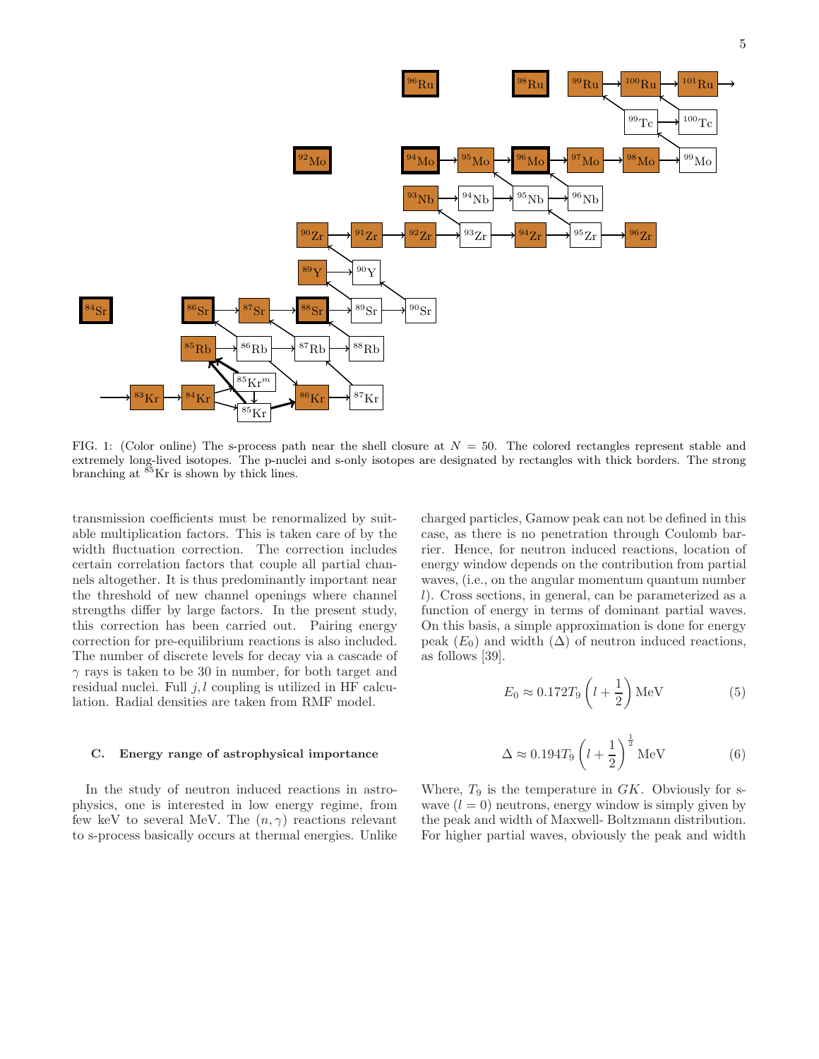FIG. 1: (Color online) The s-process path near the shell closure at $N = 50$. The colored rectangles represent stable and extremely long-lived isotopes. The p-nuclei and s-only isotopes are designated by rectangles with thick borders. The strong branching at $^{85}$Kr is shown by thick lines.

transmission coefficients must be renormalized by suitable multiplication factors. This is taken care of by the width fluctuation correction. The correction includes certain correlation factors that couple all partial channels altogether. It is thus predominantly important near the threshold of new channel openings where channel strengths differ by large factors. In the present study, this correction has been carried out. Pairing energy correction for pre-equilibrium reactions is also included. The number of discrete levels for decay via a cascade of $\gamma$ rays is taken to be 30 in number, for both target and residual nuclei. Full $j, l$ coupling is utilized in HF calculation. Radial densities are taken from RMF model.

### C. Energy range of astrophysical importance

In the study of neutron induced reactions in astrophysics, one is interested in low energy regime, from few keV to several MeV. The $(n, \gamma)$ reactions relevant to s-process basically occurs at thermal energies. Unlike charged particles, Gamow peak can not be defined in this case, as there is no penetration through Coulomb barrier. Hence, for neutron induced reactions, location of energy window depends on the contribution from partial waves, (i.e., on the angular momentum quantum number $l$). Cross sections, in general, can be parameterized as a function of energy in terms of dominant partial waves. On this basis, a simple approximation is done for energy peak ($E_0$) and width ($\Delta$) of neutron induced reactions, as follows [39].

$$E_0 \approx 0.172 T_9 \left(l + \frac{1}{2}\right) \text{MeV} \tag{5}$$

$$\Delta \approx 0.194 T_9 \left(l + \frac{1}{2}\right)^{\frac{1}{2}} \text{MeV} \tag{6}$$

Where, $T_9$ is the temperature in $GK$. Obviously for s-wave ($l = 0$) neutrons, energy window is simply given by the peak and width of Maxwell- Boltzmann distribution. For higher partial waves, obviously the peak and width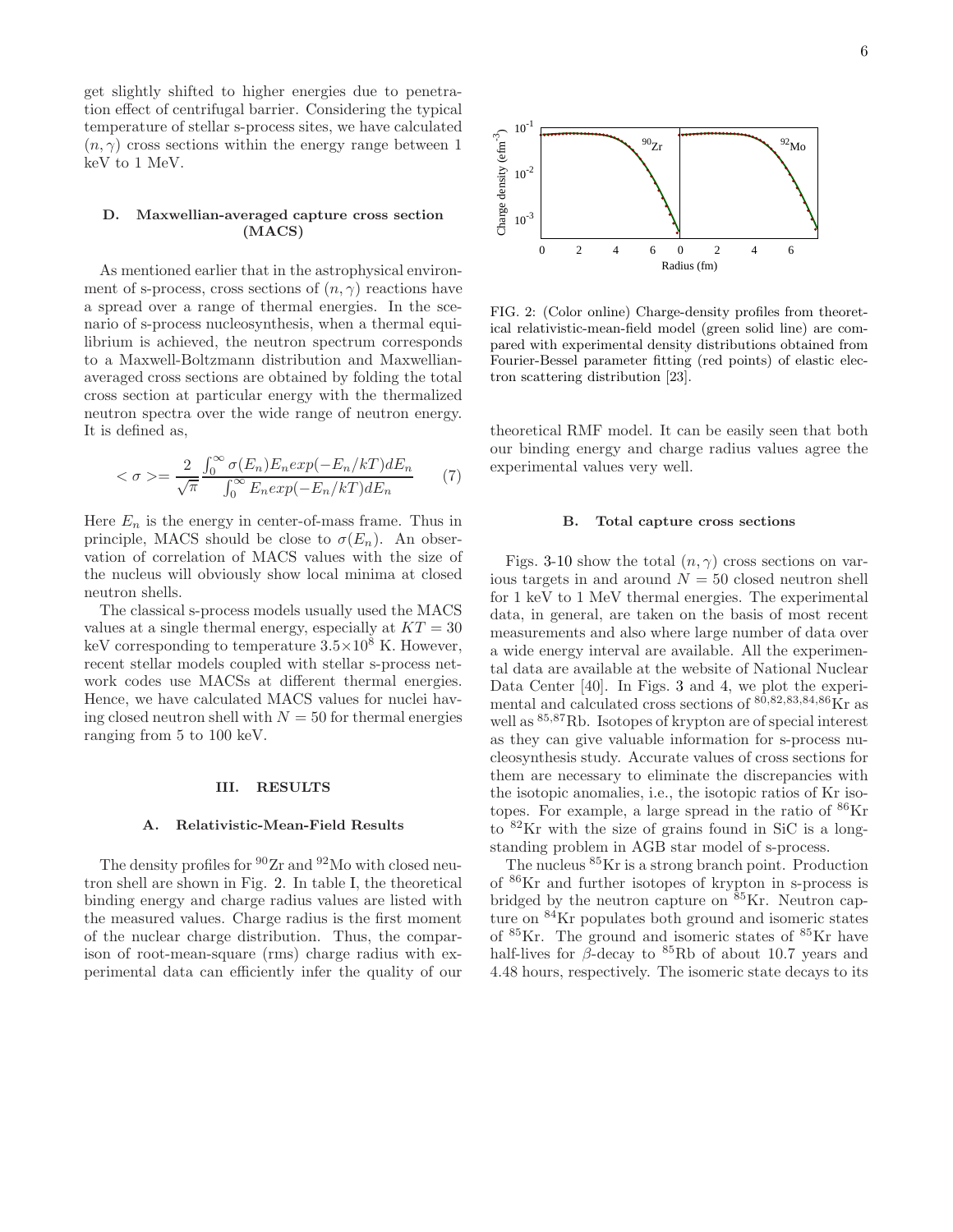get slightly shifted to higher energies due to penetration effect of centrifugal barrier. Considering the typical temperature of stellar s-process sites, we have calculated $(n,\gamma)$ cross sections within the energy range between 1 keV to 1 MeV.

### D. Maxwellian-averaged capture cross section (MACS)

As mentioned earlier that in the astrophysical environment of s-process, cross sections of $(n,\gamma)$ reactions have a spread over a range of thermal energies. In the scenario of s-process nucleosynthesis, when a thermal equilibrium is achieved, the neutron spectrum corresponds to a Maxwell-Boltzmann distribution and Maxwellian-averaged cross sections are obtained by folding the total cross section at particular energy with the thermalized neutron spectra over the wide range of neutron energy. It is defined as,

$$<\sigma>=\frac{2}{\sqrt{\pi}}\frac{\int_0^\infty \sigma(E_n)E_n exp(-E_n/kT)dE_n}{\int_0^\infty E_n exp(-E_n/kT)dE_n} \quad (7)$$

Here $E_n$ is the energy in center-of-mass frame. Thus in principle, MACS should be close to $\sigma(E_n)$. An observation of correlation of MACS values with the size of the nucleus will obviously show local minima at closed neutron shells.

The classical s-process models usually used the MACS values at a single thermal energy, especially at $KT = 30$ keV corresponding to temperature $3.5\times10^8$ K. However, recent stellar models coupled with stellar s-process network codes use MACSs at different thermal energies. Hence, we have calculated MACS values for nuclei having closed neutron shell with $N = 50$ for thermal energies ranging from 5 to 100 keV.

## III. RESULTS

### A. Relativistic-Mean-Field Results

The density profiles for $^{90}$Zr and $^{92}$Mo with closed neutron shell are shown in Fig. 2. In table I, the theoretical binding energy and charge radius values are listed with the measured values. Charge radius is the first moment of the nuclear charge distribution. Thus, the comparison of root-mean-square (rms) charge radius with experimental data can efficiently infer the quality of our theoretical RMF model. It can be easily seen that both our binding energy and charge radius values agree the experimental values very well.

FIG. 2: (Color online) Charge-density profiles from theoretical relativistic-mean-field model (green solid line) are compared with experimental density distributions obtained from Fourier-Bessel parameter fitting (red points) of elastic electron scattering distribution [23].

### B. Total capture cross sections

Figs. 3-10 show the total $(n,\gamma)$ cross sections on various targets in and around $N = 50$ closed neutron shell for 1 keV to 1 MeV thermal energies. The experimental data, in general, are taken on the basis of most recent measurements and also where large number of data over a wide energy interval are available. All the experimental data are available at the website of National Nuclear Data Center [40]. In Figs. 3 and 4, we plot the experimental and calculated cross sections of $^{80,82,83,84,86}$Kr as well as $^{85,87}$Rb. Isotopes of krypton are of special interest as they can give valuable information for s-process nucleosynthesis study. Accurate values of cross sections for them are necessary to eliminate the discrepancies with the isotopic anomalies, i.e., the isotopic ratios of Kr isotopes. For example, a large spread in the ratio of $^{86}$Kr to $^{82}$Kr with the size of grains found in SiC is a long-standing problem in AGB star model of s-process.

The nucleus $^{85}$Kr is a strong branch point. Production of $^{86}$Kr and further isotopes of krypton in s-process is bridged by the neutron capture on $^{85}$Kr. Neutron capture on $^{84}$Kr populates both ground and isomeric states of $^{85}$Kr. The ground and isomeric states of $^{85}$Kr have half-lives for $\beta$-decay to $^{85}$Rb of about 10.7 years and 4.48 hours, respectively. The isomeric state decays to its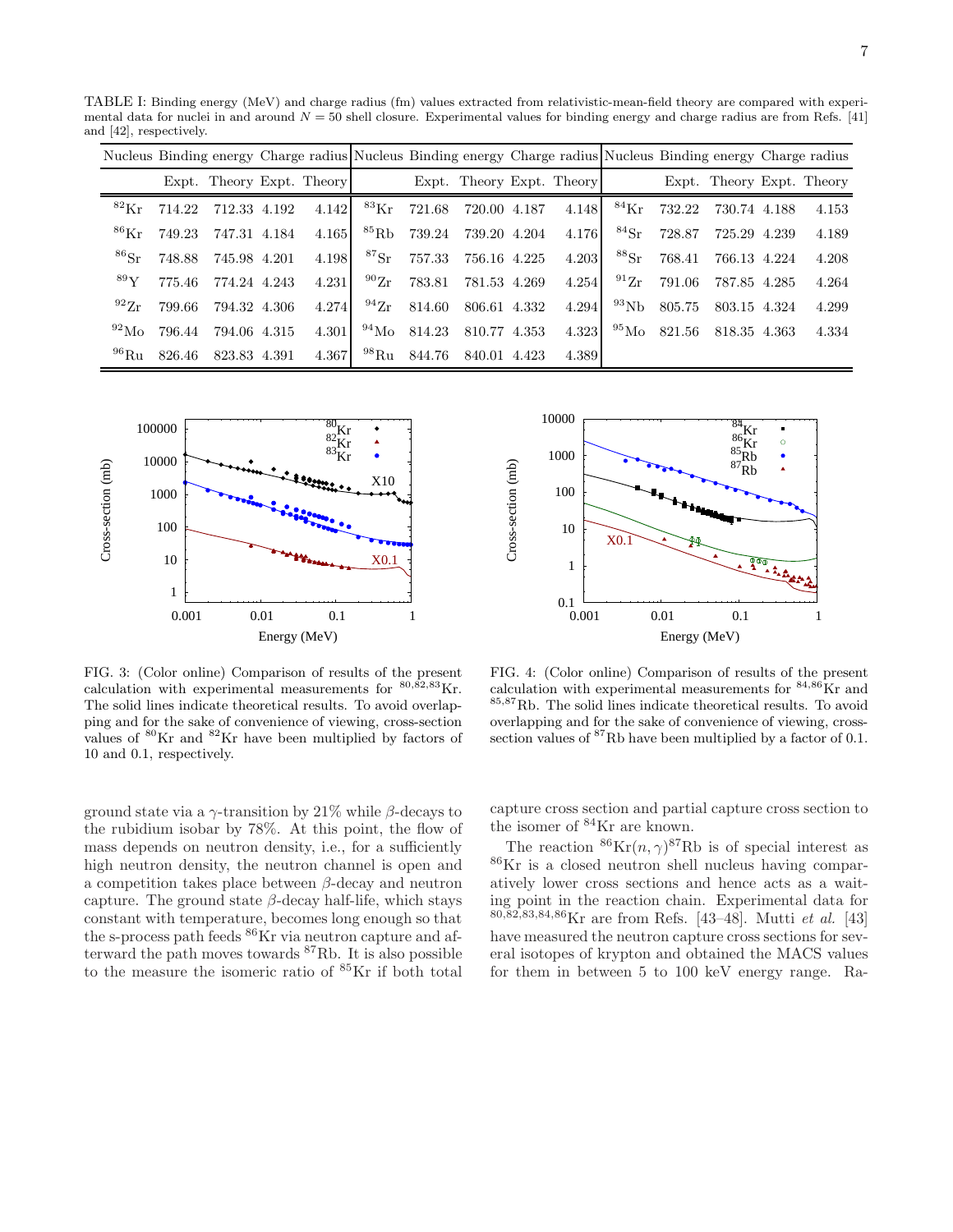TABLE I: Binding energy (MeV) and charge radius (fm) values extracted from relativistic-mean-field theory are compared with experimental data for nuclei in and around $N = 50$ shell closure. Experimental values for binding energy and charge radius are from Refs. [41] and [42], respectively.

| Nucleus | Binding energy | | Charge radius | | Nucleus | Binding energy | | Charge radius | | Nucleus | Binding energy | | Charge radius | |
|---|---|---|---|---|---|---|---|---|---|---|---|---|---|---|
| | Expt. | Theory | Expt. | Theory | | Expt. | Theory | Expt. | Theory | | Expt. | Theory | Expt. | Theory |
| $^{82}$Kr | 714.22 | 712.33 | 4.192 | 4.142 | $^{83}$Kr | 721.68 | 720.00 | 4.187 | 4.148 | $^{84}$Kr | 732.22 | 730.74 | 4.188 | 4.153 |
| $^{86}$Kr | 749.23 | 747.31 | 4.184 | 4.165 | $^{85}$Rb | 739.24 | 739.20 | 4.204 | 4.176 | $^{84}$Sr | 728.87 | 725.29 | 4.239 | 4.189 |
| $^{86}$Sr | 748.88 | 745.98 | 4.201 | 4.198 | $^{87}$Sr | 757.33 | 756.16 | 4.225 | 4.203 | $^{88}$Sr | 768.41 | 766.13 | 4.224 | 4.208 |
| $^{89}$Y | 775.46 | 774.24 | 4.243 | 4.231 | $^{90}$Zr | 783.81 | 781.53 | 4.269 | 4.254 | $^{91}$Zr | 791.06 | 787.85 | 4.285 | 4.264 |
| $^{92}$Zr | 799.66 | 794.32 | 4.306 | 4.274 | $^{94}$Zr | 814.60 | 806.61 | 4.332 | 4.294 | $^{93}$Nb | 805.75 | 803.15 | 4.324 | 4.299 |
| $^{92}$Mo | 796.44 | 794.06 | 4.315 | 4.301 | $^{94}$Mo | 814.23 | 810.77 | 4.353 | 4.323 | $^{95}$Mo | 821.56 | 818.35 | 4.363 | 4.334 |
| $^{96}$Ru | 826.46 | 823.83 | 4.391 | 4.367 | $^{98}$Ru | 844.76 | 840.01 | 4.423 | 4.389 | | | | | |

FIG. 3: (Color online) Comparison of results of the present calculation with experimental measurements for $^{80,82,83}$Kr. The solid lines indicate theoretical results. To avoid overlapping and for the sake of convenience of viewing, cross-section values of $^{80}$Kr and $^{82}$Kr have been multiplied by factors of 10 and 0.1, respectively.

FIG. 4: (Color online) Comparison of results of the present calculation with experimental measurements for $^{84,86}$Kr and $^{85,87}$Rb. The solid lines indicate theoretical results. To avoid overlapping and for the sake of convenience of viewing, cross-section values of $^{87}$Rb have been multiplied by a factor of 0.1.

ground state via a $\gamma$-transition by 21% while $\beta$-decays to the rubidium isobar by 78%. At this point, the flow of mass depends on neutron density, i.e., for a sufficiently high neutron density, the neutron channel is open and a competition takes place between $\beta$-decay and neutron capture. The ground state $\beta$-decay half-life, which stays constant with temperature, becomes long enough so that the s-process path feeds $^{86}$Kr via neutron capture and afterward the path moves towards $^{87}$Rb. It is also possible to the measure the isomeric ratio of $^{85}$Kr if both total capture cross section and partial capture cross section to the isomer of $^{84}$Kr are known.

The reaction $^{86}$Kr$(n,\gamma)^{87}$Rb is of special interest as $^{86}$Kr is a closed neutron shell nucleus having comparatively lower cross sections and hence acts as a waiting point in the reaction chain. Experimental data for $^{80,82,83,84,86}$Kr are from Refs. [43–48]. Mutti *et al.* [43] have measured the neutron capture cross sections for several isotopes of krypton and obtained the MACS values for them in between 5 to 100 keV energy range. Ra-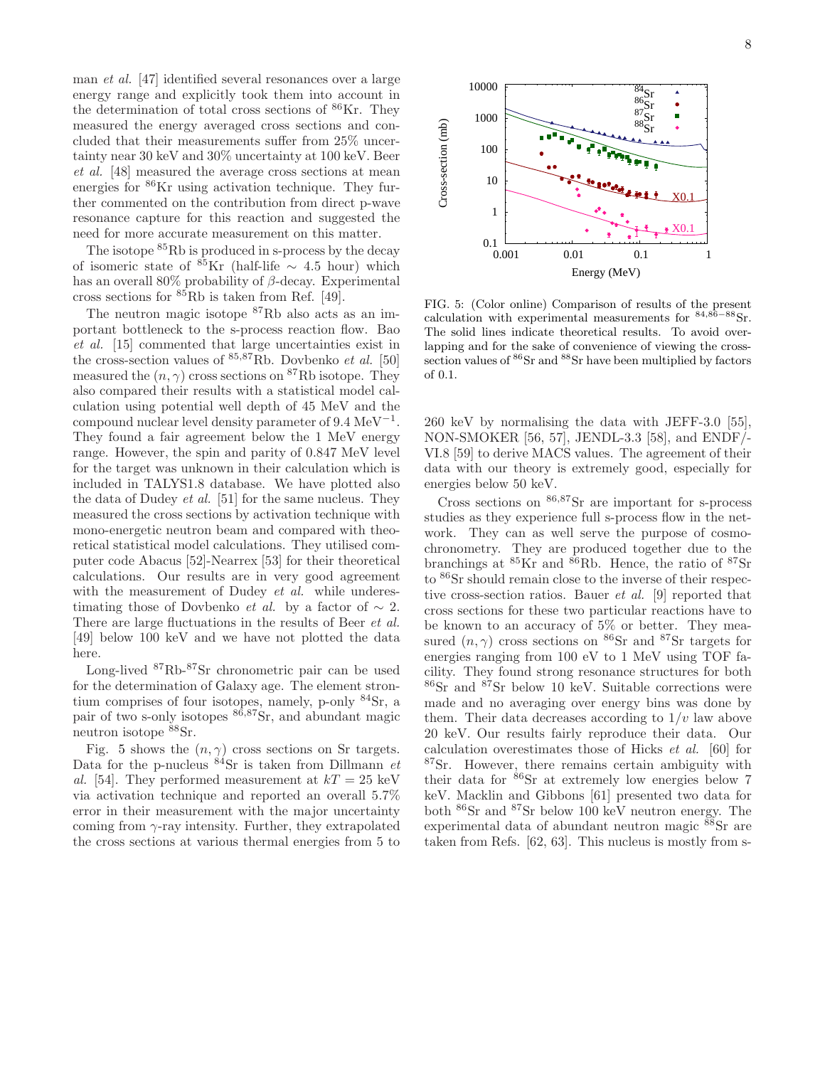man *et al.* [47] identified several resonances over a large energy range and explicitly took them into account in the determination of total cross sections of $^{86}$Kr. They measured the energy averaged cross sections and concluded that their measurements suffer from 25% uncertainty near 30 keV and 30% uncertainty at 100 keV. Beer *et al.* [48] measured the average cross sections at mean energies for $^{86}$Kr using activation technique. They further commented on the contribution from direct p-wave resonance capture for this reaction and suggested the need for more accurate measurement on this matter.

The isotope $^{85}$Rb is produced in s-process by the decay of isomeric state of $^{85}$Kr (half-life $\sim$ 4.5 hour) which has an overall 80% probability of $\beta$-decay. Experimental cross sections for $^{85}$Rb is taken from Ref. [49].

The neutron magic isotope $^{87}$Rb also acts as an important bottleneck to the s-process reaction flow. Bao *et al.* [15] commented that large uncertainties exist in the cross-section values of $^{85,87}$Rb. Dovbenko *et al.* [50] measured the $(n,\gamma)$ cross sections on $^{87}$Rb isotope. They also compared their results with a statistical model calculation using potential well depth of 45 MeV and the compound nuclear level density parameter of 9.4 MeV$^{-1}$. They found a fair agreement below the 1 MeV energy range. However, the spin and parity of 0.847 MeV level for the target was unknown in their calculation which is included in TALYS1.8 database. We have plotted also the data of Dudey *et al.* [51] for the same nucleus. They measured the cross sections by activation technique with mono-energetic neutron beam and compared with theoretical statistical model calculations. They utilised computer code Abacus [52]-Nearrex [53] for their theoretical calculations. Our results are in very good agreement with the measurement of Dudey *et al.* while underestimating those of Dovbenko *et al.* by a factor of $\sim$ 2. There are large fluctuations in the results of Beer *et al.* [49] below 100 keV and we have not plotted the data here.

Long-lived $^{87}$Rb-$^{87}$Sr chronometric pair can be used for the determination of Galaxy age. The element strontium comprises of four isotopes, namely, p-only $^{84}$Sr, a pair of two s-only isotopes $^{86,87}$Sr, and abundant magic neutron isotope $^{88}$Sr.

Fig. 5 shows the $(n,\gamma)$ cross sections on Sr targets. Data for the p-nucleus $^{84}$Sr is taken from Dillmann *et al.* [54]. They performed measurement at $kT = 25$ keV via activation technique and reported an overall 5.7% error in their measurement with the major uncertainty coming from $\gamma$-ray intensity. Further, they extrapolated the cross sections at various thermal energies from 5 to 260 keV by normalising the data with JEFF-3.0 [55], NON-SMOKER [56, 57], JENDL-3.3 [58], and ENDF/-VI.8 [59] to derive MACS values. The agreement of their data with our theory is extremely good, especially for energies below 50 keV.

FIG. 5: (Color online) Comparison of results of the present calculation with experimental measurements for $^{84,86-88}$Sr. The solid lines indicate theoretical results. To avoid overlapping and for the sake of convenience of viewing the cross-section values of $^{86}$Sr and $^{88}$Sr have been multiplied by factors of 0.1.

Cross sections on $^{86,87}$Sr are important for s-process studies as they experience full s-process flow in the network. They can as well serve the purpose of cosmochronometry. They are produced together due to the branchings at $^{85}$Kr and $^{86}$Rb. Hence, the ratio of $^{87}$Sr to $^{86}$Sr should remain close to the inverse of their respective cross-section ratios. Bauer *et al.* [9] reported that cross sections for these two particular reactions have to be known to an accuracy of 5% or better. They measured $(n,\gamma)$ cross sections on $^{86}$Sr and $^{87}$Sr targets for energies ranging from 100 eV to 1 MeV using TOF facility. They found strong resonance structures for both $^{86}$Sr and $^{87}$Sr below 10 keV. Suitable corrections were made and no averaging over energy bins was done by them. Their data decreases according to $1/v$ law above 20 keV. Our results fairly reproduce their data. Our calculation overestimates those of Hicks *et al.* [60] for $^{87}$Sr. However, there remains certain ambiguity with their data for $^{86}$Sr at extremely low energies below 7 keV. Macklin and Gibbons [61] presented two data for both $^{86}$Sr and $^{87}$Sr below 100 keV neutron energy. The experimental data of abundant neutron magic $^{88}$Sr are taken from Refs. [62, 63]. This nucleus is mostly from s-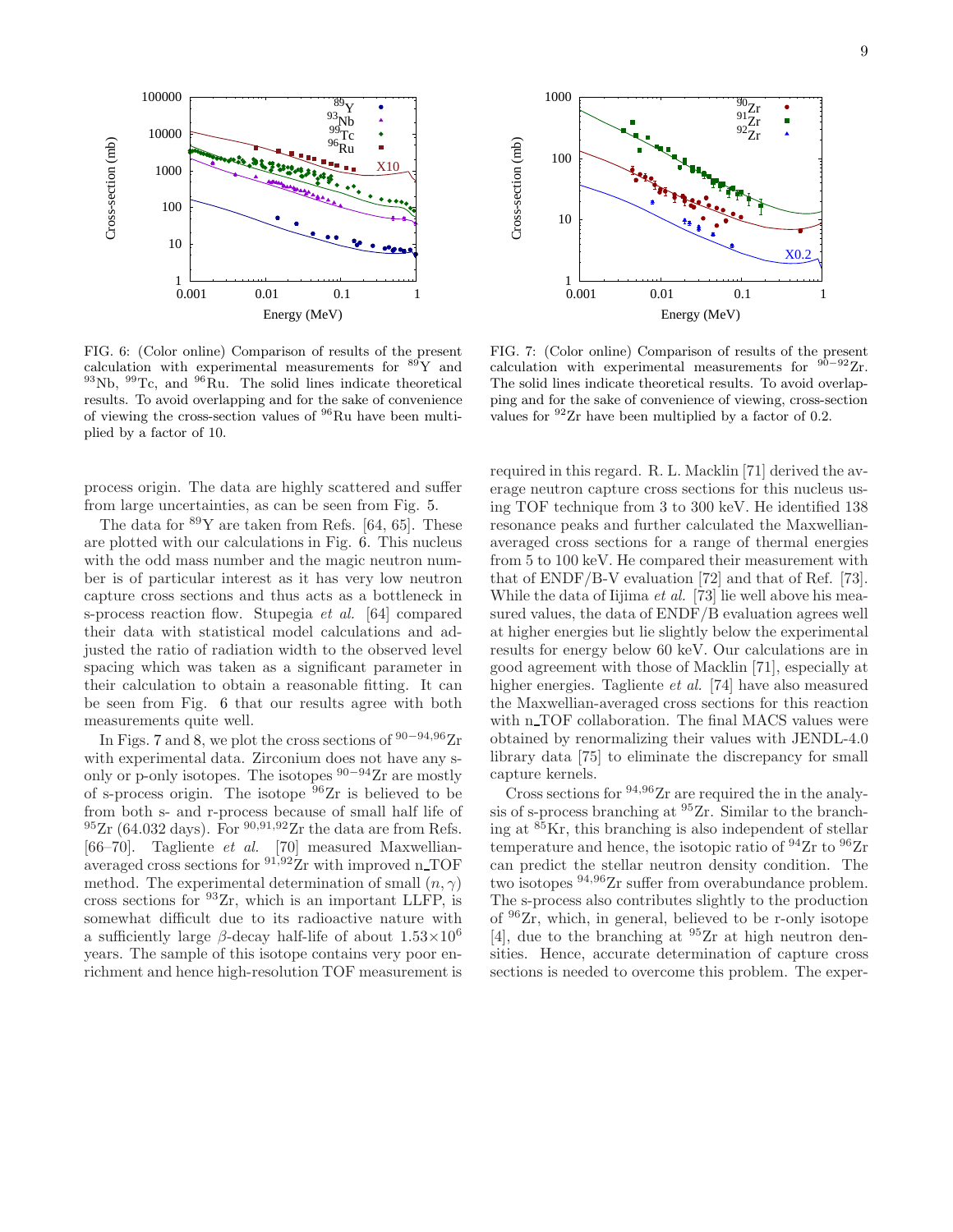FIG. 6: (Color online) Comparison of results of the present calculation with experimental measurements for $^{89}$Y and $^{93}$Nb, $^{99}$Tc, and $^{96}$Ru. The solid lines indicate theoretical results. To avoid overlapping and for the sake of convenience of viewing the cross-section values of $^{96}$Ru have been multiplied by a factor of 10.

FIG. 7: (Color online) Comparison of results of the present calculation with experimental measurements for $^{90-92}$Zr. The solid lines indicate theoretical results. To avoid overlapping and for the sake of convenience of viewing, cross-section values for $^{92}$Zr have been multiplied by a factor of 0.2.

process origin. The data are highly scattered and suffer from large uncertainties, as can be seen from Fig. 5.

The data for $^{89}$Y are taken from Refs. [64, 65]. These are plotted with our calculations in Fig. 6. This nucleus with the odd mass number and the magic neutron number is of particular interest as it has very low neutron capture cross sections and thus acts as a bottleneck in s-process reaction flow. Stupegia *et al.* [64] compared their data with statistical model calculations and adjusted the ratio of radiation width to the observed level spacing which was taken as a significant parameter in their calculation to obtain a reasonable fitting. It can be seen from Fig. 6 that our results agree with both measurements quite well.

In Figs. 7 and 8, we plot the cross sections of $^{90-94,96}$Zr with experimental data. Zirconium does not have any s-only or p-only isotopes. The isotopes $^{90-94}$Zr are mostly of s-process origin. The isotope $^{96}$Zr is believed to be from both s- and r-process because of small half life of $^{95}$Zr (64.032 days). For $^{90,91,92}$Zr the data are from Refs. [66–70]. Tagliente *et al.* [70] measured Maxwellian-averaged cross sections for $^{91,92}$Zr with improved n_TOF method. The experimental determination of small $(n, \gamma)$ cross sections for $^{93}$Zr, which is an important LLFP, is somewhat difficult due to its radioactive nature with a sufficiently large $\beta$-decay half-life of about $1.53\times10^{6}$ years. The sample of this isotope contains very poor enrichment and hence high-resolution TOF measurement is required in this regard. R. L. Macklin [71] derived the average neutron capture cross sections for this nucleus using TOF technique from 3 to 300 keV. He identified 138 resonance peaks and further calculated the Maxwellian-averaged cross sections for a range of thermal energies from 5 to 100 keV. He compared their measurement with that of ENDF/B-V evaluation [72] and that of Ref. [73]. While the data of Iijima *et al.* [73] lie well above his measured values, the data of ENDF/B evaluation agrees well at higher energies but lie slightly below the experimental results for energy below 60 keV. Our calculations are in good agreement with those of Macklin [71], especially at higher energies. Tagliente *et al.* [74] have also measured the Maxwellian-averaged cross sections for this reaction with n_TOF collaboration. The final MACS values were obtained by renormalizing their values with JENDL-4.0 library data [75] to eliminate the discrepancy for small capture kernels.

Cross sections for $^{94,96}$Zr are required the in the analysis of s-process branching at $^{95}$Zr. Similar to the branching at $^{85}$Kr, this branching is also independent of stellar temperature and hence, the isotopic ratio of $^{94}$Zr to $^{96}$Zr can predict the stellar neutron density condition. The two isotopes $^{94,96}$Zr suffer from overabundance problem. The s-process also contributes slightly to the production of $^{96}$Zr, which, in general, believed to be r-only isotope [4], due to the branching at $^{95}$Zr at high neutron densities. Hence, accurate determination of capture cross sections is needed to overcome this problem. The exper-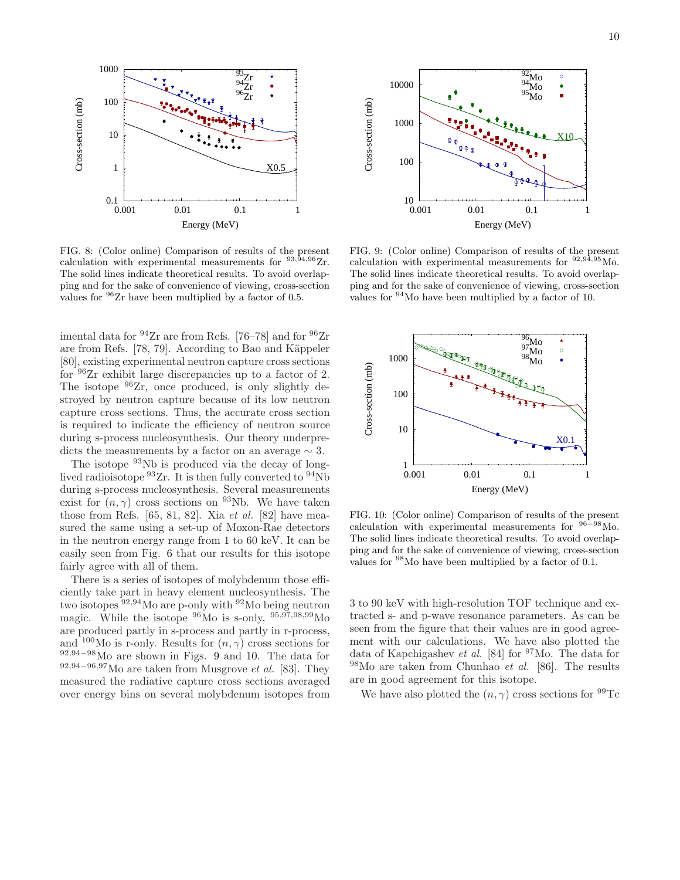FIG. 8: (Color online) Comparison of results of the present calculation with experimental measurements for $^{93,94,96}$Zr. The solid lines indicate theoretical results. To avoid overlapping and for the sake of convenience of viewing, cross-section values for $^{96}$Zr have been multiplied by a factor of 0.5.

FIG. 9: (Color online) Comparison of results of the present calculation with experimental measurements for $^{92,94,95}$Mo. The solid lines indicate theoretical results. To avoid overlapping and for the sake of convenience of viewing, cross-section values for $^{94}$Mo have been multiplied by a factor of 10.

imental data for $^{94}$Zr are from Refs. [76–78] and for $^{96}$Zr are from Refs. [78, 79]. According to Bao and Käppeler [80], existing experimental neutron capture cross sections for $^{96}$Zr exhibit large discrepancies up to a factor of 2. The isotope $^{96}$Zr, once produced, is only slightly destroyed by neutron capture because of its low neutron capture cross sections. Thus, the accurate cross section is required to indicate the efficiency of neutron source during s-process nucleosynthesis. Our theory underpredicts the measurements by a factor on an average $\sim 3$.

The isotope $^{93}$Nb is produced via the decay of long-lived radioisotope $^{93}$Zr. It is then fully converted to $^{94}$Nb during s-process nucleosynthesis. Several measurements exist for $(n,\gamma)$ cross sections on $^{93}$Nb. We have taken those from Refs. [65, 81, 82]. Xia *et al.* [82] have measured the same using a set-up of Moxon-Rae detectors in the neutron energy range from 1 to 60 keV. It can be easily seen from Fig. 6 that our results for this isotope fairly agree with all of them.

There is a series of isotopes of molybdenum those efficiently take part in heavy element nucleosynthesis. The two isotopes $^{92,94}$Mo are p-only with $^{92}$Mo being neutron magic. While the isotope $^{96}$Mo is s-only, $^{95,97,98,99}$Mo are produced partly in s-process and partly in r-process, and $^{100}$Mo is r-only. Results for $(n,\gamma)$ cross sections for $^{92,94-98}$Mo are shown in Figs. 9 and 10. The data for $^{92,94-96,97}$Mo are taken from Musgrove *et al.* [83]. They measured the radiative capture cross sections averaged over energy bins on several molybdenum isotopes from 3 to 90 keV with high-resolution TOF technique and extracted s- and p-wave resonance parameters. As can be seen from the figure that their values are in good agreement with our calculations. We have also plotted the data of Kapchigashev *et al.* [84] for $^{97}$Mo. The data for $^{98}$Mo are taken from Chunhao *et al.* [86]. The results are in good agreement for this isotope.

FIG. 10: (Color online) Comparison of results of the present calculation with experimental measurements for $^{96-98}$Mo. The solid lines indicate theoretical results. To avoid overlapping and for the sake of convenience of viewing, cross-section values for $^{98}$Mo have been multiplied by a factor of 0.1.

We have also plotted the $(n,\gamma)$ cross sections for $^{99}$Tc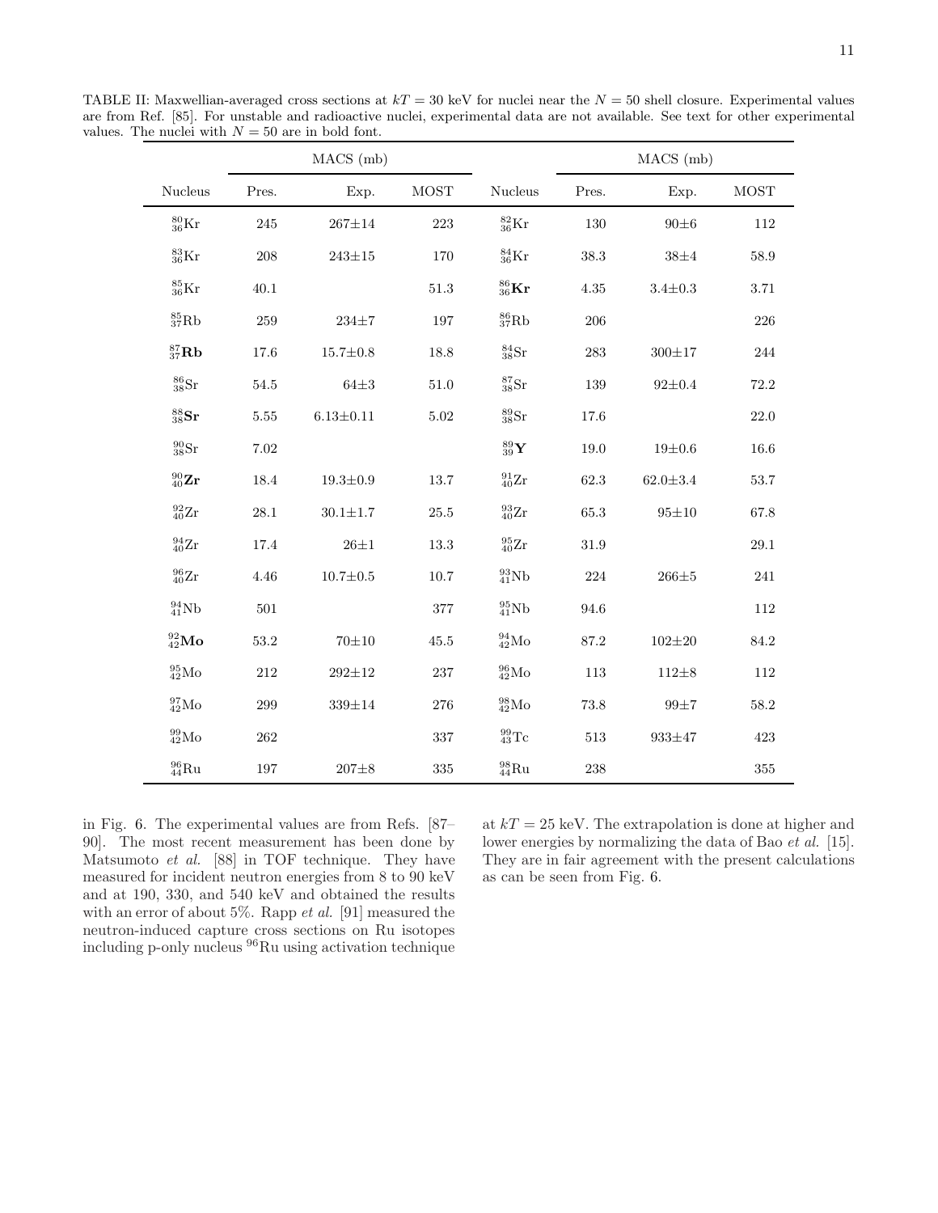TABLE II: Maxwellian-averaged cross sections at $kT = 30$ keV for nuclei near the $N = 50$ shell closure. Experimental values are from Ref. [85]. For unstable and radioactive nuclei, experimental data are not available. See text for other experimental values. The nuclei with $N = 50$ are in bold font.

| | MACS (mb) | | | | MACS (mb) | | |
|---|---|---|---|---|---|---|---|
| Nucleus | Pres. | Exp. | MOST | Nucleus | Pres. | Exp. | MOST |
| $^{80}_{36}$Kr | 245 | 267±14 | 223 | $^{82}_{36}$Kr | 130 | 90±6 | 112 |
| $^{83}_{36}$Kr | 208 | 243±15 | 170 | $^{84}_{36}$Kr | 38.3 | 38±4 | 58.9 |
| $^{85}_{36}$Kr | 40.1 | | 51.3 | $^{86}_{36}$**Kr** | 4.35 | 3.4±0.3 | 3.71 |
| $^{85}_{37}$Rb | 259 | 234±7 | 197 | $^{86}_{37}$Rb | 206 | | 226 |
| $^{87}_{37}$**Rb** | 17.6 | 15.7±0.8 | 18.8 | $^{84}_{38}$Sr | 283 | 300±17 | 244 |
| $^{86}_{38}$Sr | 54.5 | 64±3 | 51.0 | $^{87}_{38}$Sr | 139 | 92±0.4 | 72.2 |
| $^{88}_{38}$**Sr** | 5.55 | 6.13±0.11 | 5.02 | $^{89}_{38}$Sr | 17.6 | | 22.0 |
| $^{90}_{38}$Sr | 7.02 | | | $^{89}_{39}$**Y** | 19.0 | 19±0.6 | 16.6 |
| $^{90}_{40}$**Zr** | 18.4 | 19.3±0.9 | 13.7 | $^{91}_{40}$Zr | 62.3 | 62.0±3.4 | 53.7 |
| $^{92}_{40}$Zr | 28.1 | 30.1±1.7 | 25.5 | $^{93}_{40}$Zr | 65.3 | 95±10 | 67.8 |
| $^{94}_{40}$Zr | 17.4 | 26±1 | 13.3 | $^{95}_{40}$Zr | 31.9 | | 29.1 |
| $^{96}_{40}$Zr | 4.46 | 10.7±0.5 | 10.7 | $^{93}_{41}$Nb | 224 | 266±5 | 241 |
| $^{94}_{41}$Nb | 501 | | 377 | $^{95}_{41}$Nb | 94.6 | | 112 |
| $^{92}_{42}$**Mo** | 53.2 | 70±10 | 45.5 | $^{94}_{42}$Mo | 87.2 | 102±20 | 84.2 |
| $^{95}_{42}$Mo | 212 | 292±12 | 237 | $^{96}_{42}$Mo | 113 | 112±8 | 112 |
| $^{97}_{42}$Mo | 299 | 339±14 | 276 | $^{98}_{42}$Mo | 73.8 | 99±7 | 58.2 |
| $^{99}_{42}$Mo | 262 | | 337 | $^{99}_{43}$Tc | 513 | 933±47 | 423 |
| $^{96}_{44}$Ru | 197 | 207±8 | 335 | $^{98}_{44}$Ru | 238 | | 355 |

in Fig. 6. The experimental values are from Refs. [87–90]. The most recent measurement has been done by Matsumoto *et al.* [88] in TOF technique. They have measured for incident neutron energies from 8 to 90 keV and at 190, 330, and 540 keV and obtained the results with an error of about 5%. Rapp *et al.* [91] measured the neutron-induced capture cross sections on Ru isotopes including p-only nucleus $^{96}$Ru using activation technique at $kT = 25$ keV. The extrapolation is done at higher and lower energies by normalizing the data of Bao *et al.* [15]. They are in fair agreement with the present calculations as can be seen from Fig. 6.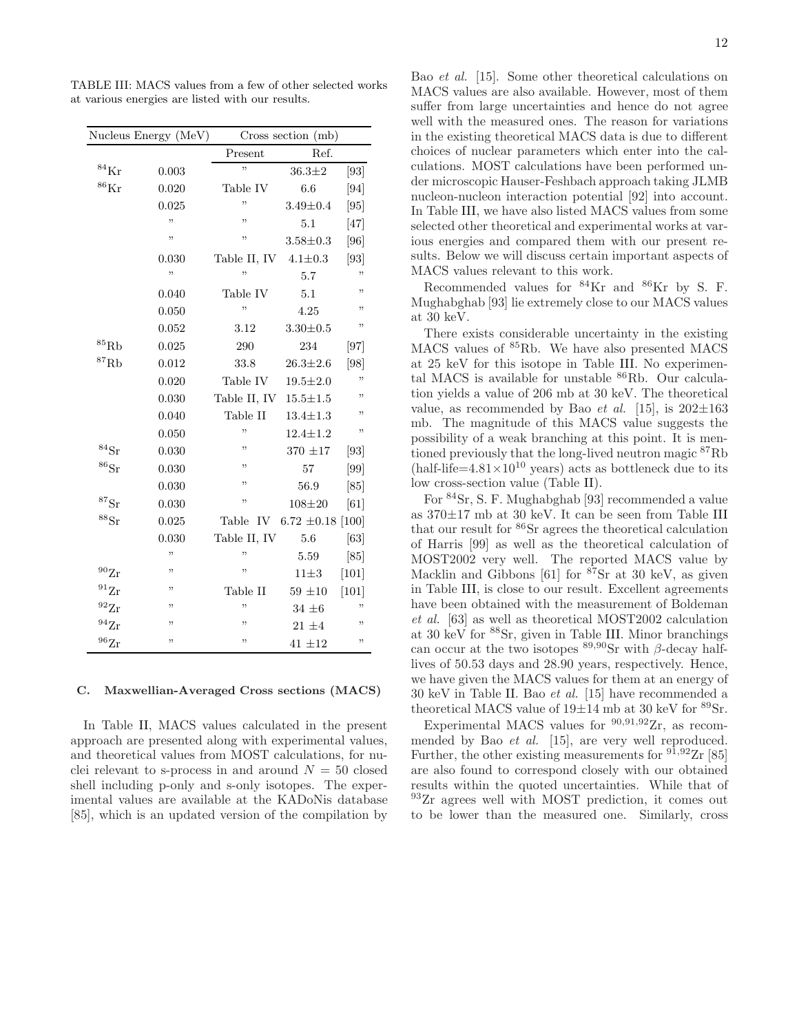TABLE III: MACS values from a few of other selected works at various energies are listed with our results.

| Nucleus | Energy (MeV) | Cross section (mb) | | |
|---|---|---|---|---|
| | | Present | Ref. | |
| $^{84}$Kr | 0.003 | " | 36.3±2 | [93] |
| $^{86}$Kr | 0.020 | Table IV | 6.6 | [94] |
| | 0.025 | " | 3.49±0.4 | [95] |
| | " | " | 5.1 | [47] |
| | " | " | 3.58±0.3 | [96] |
| | 0.030 | Table II, IV | 4.1±0.3 | [93] |
| | " | " | 5.7 | " |
| | 0.040 | Table IV | 5.1 | " |
| | 0.050 | " | 4.25 | " |
| | 0.052 | 3.12 | 3.30±0.5 | " |
| $^{85}$Rb | 0.025 | 290 | 234 | [97] |
| $^{87}$Rb | 0.012 | 33.8 | 26.3±2.6 | [98] |
| | 0.020 | Table IV | 19.5±2.0 | " |
| | 0.030 | Table II, IV | 15.5±1.5 | " |
| | 0.040 | Table II | 13.4±1.3 | " |
| | 0.050 | " | 12.4±1.2 | " |
| $^{84}$Sr | 0.030 | " | 370 ±17 | [93] |
| $^{86}$Sr | 0.030 | " | 57 | [99] |
| | 0.030 | " | 56.9 | [85] |
| $^{87}$Sr | 0.030 | " | 108±20 | [61] |
| $^{88}$Sr | 0.025 | Table IV | 6.72 ±0.18 | [100] |
| | 0.030 | Table II, IV | 5.6 | [63] |
| | " | " | 5.59 | [85] |
| $^{90}$Zr | " | " | 11±3 | [101] |
| $^{91}$Zr | " | Table II | 59 ±10 | [101] |
| $^{92}$Zr | " | " | 34 ±6 | " |
| $^{94}$Zr | " | " | 21 ±4 | " |
| $^{96}$Zr | " | " | 41 ±12 | " |

### C. Maxwellian-Averaged Cross sections (MACS)

In Table II, MACS values calculated in the present approach are presented along with experimental values, and theoretical values from MOST calculations, for nuclei relevant to s-process in and around $N = 50$ closed shell including p-only and s-only isotopes. The experimental values are available at the KADoNis database [85], which is an updated version of the compilation by Bao *et al.* [15]. Some other theoretical calculations on MACS values are also available. However, most of them suffer from large uncertainties and hence do not agree well with the measured ones. The reason for variations in the existing theoretical MACS data is due to different choices of nuclear parameters which enter into the calculations. MOST calculations have been performed under microscopic Hauser-Feshbach approach taking JLMB nucleon-nucleon interaction potential [92] into account. In Table III, we have also listed MACS values from some selected other theoretical and experimental works at various energies and compared them with our present results. Below we will discuss certain important aspects of MACS values relevant to this work.

Recommended values for $^{84}$Kr and $^{86}$Kr by S. F. Mughabghab [93] lie extremely close to our MACS values at 30 keV.

There exists considerable uncertainty in the existing MACS values of $^{85}$Rb. We have also presented MACS at 25 keV for this isotope in Table III. No experimental MACS is available for unstable $^{86}$Rb. Our calculation yields a value of 206 mb at 30 keV. The theoretical value, as recommended by Bao *et al.* [15], is 202±163 mb. The magnitude of this MACS value suggests the possibility of a weak branching at this point. It is mentioned previously that the long-lived neutron magic $^{87}$Rb (half-life=$4.81\times10^{10}$ years) acts as bottleneck due to its low cross-section value (Table II).

For $^{84}$Sr, S. F. Mughabghab [93] recommended a value as 370±17 mb at 30 keV. It can be seen from Table III that our result for $^{86}$Sr agrees the theoretical calculation of Harris [99] as well as the theoretical calculation of MOST2002 very well. The reported MACS value by Macklin and Gibbons [61] for $^{87}$Sr at 30 keV, as given in Table III, is close to our result. Excellent agreements have been obtained with the measurement of Boldeman *et al.* [63] as well as theoretical MOST2002 calculation at 30 keV for $^{88}$Sr, given in Table III. Minor branchings can occur at the two isotopes $^{89,90}$Sr with $\beta$-decay half-lives of 50.53 days and 28.90 years, respectively. Hence, we have given the MACS values for them at an energy of 30 keV in Table II. Bao *et al.* [15] have recommended a theoretical MACS value of 19±14 mb at 30 keV for $^{89}$Sr.

Experimental MACS values for $^{90,91,92}$Zr, as recommended by Bao *et al.* [15], are very well reproduced. Further, the other existing measurements for $^{91,92}$Zr [85] are also found to correspond closely with our obtained results within the quoted uncertainties. While that of $^{93}$Zr agrees well with MOST prediction, it comes out to be lower than the measured one. Similarly, cross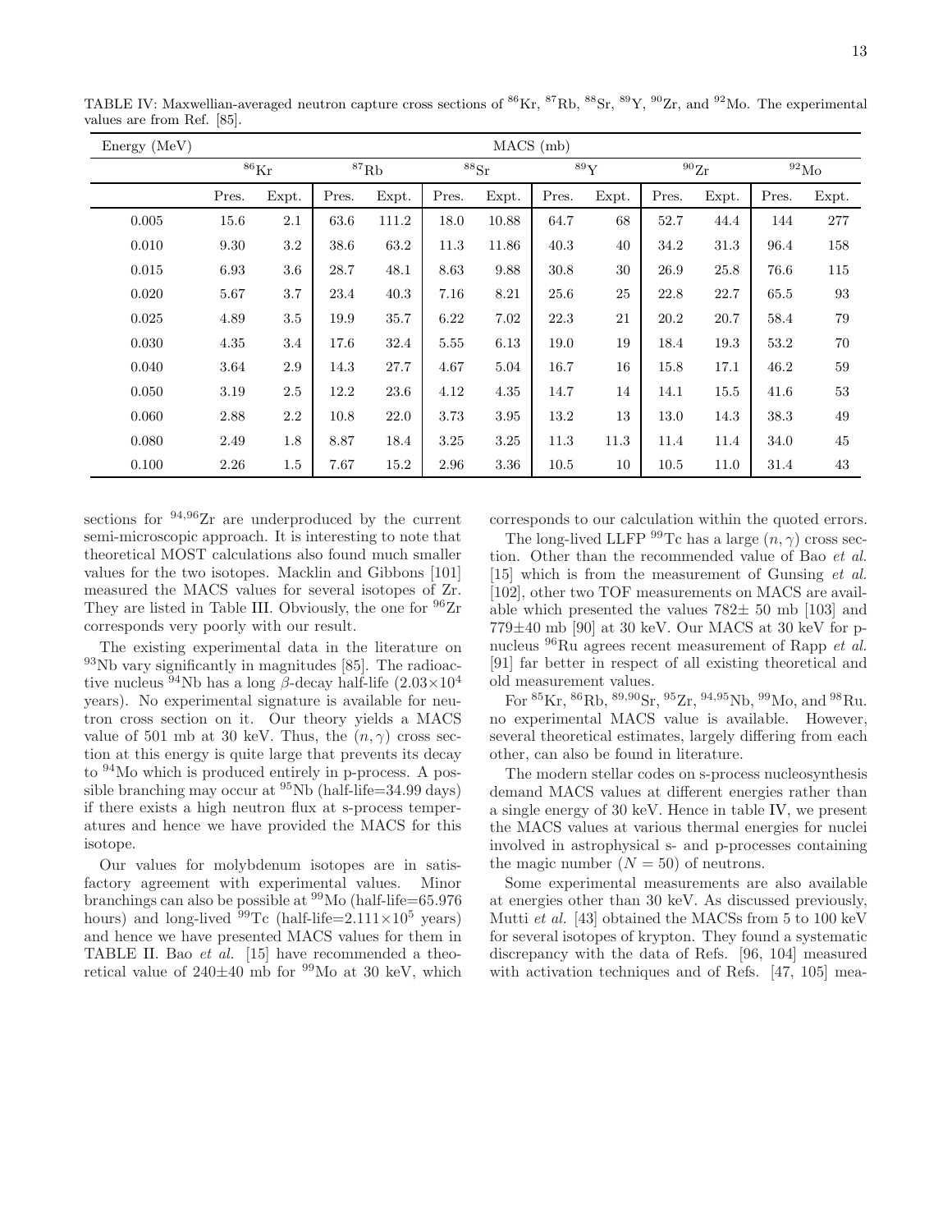TABLE IV: Maxwellian-averaged neutron capture cross sections of $^{86}$Kr, $^{87}$Rb, $^{88}$Sr, $^{89}$Y, $^{90}$Zr, and $^{92}$Mo. The experimental values are from Ref. [85].

| Energy (MeV) | MACS (mb) | | | | | | | | | | | |
|---|---|---|---|---|---|---|---|---|---|---|---|---|
| | $^{86}$Kr | | $^{87}$Rb | | $^{88}$Sr | | $^{89}$Y | | $^{90}$Zr | | $^{92}$Mo | |
| | Pres. | Expt. | Pres. | Expt. | Pres. | Expt. | Pres. | Expt. | Pres. | Expt. | Pres. | Expt. |
| 0.005 | 15.6 | 2.1 | 63.6 | 111.2 | 18.0 | 10.88 | 64.7 | 68 | 52.7 | 44.4 | 144 | 277 |
| 0.010 | 9.30 | 3.2 | 38.6 | 63.2 | 11.3 | 11.86 | 40.3 | 40 | 34.2 | 31.3 | 96.4 | 158 |
| 0.015 | 6.93 | 3.6 | 28.7 | 48.1 | 8.63 | 9.88 | 30.8 | 30 | 26.9 | 25.8 | 76.6 | 115 |
| 0.020 | 5.67 | 3.7 | 23.4 | 40.3 | 7.16 | 8.21 | 25.6 | 25 | 22.8 | 22.7 | 65.5 | 93 |
| 0.025 | 4.89 | 3.5 | 19.9 | 35.7 | 6.22 | 7.02 | 22.3 | 21 | 20.2 | 20.7 | 58.4 | 79 |
| 0.030 | 4.35 | 3.4 | 17.6 | 32.4 | 5.55 | 6.13 | 19.0 | 19 | 18.4 | 19.3 | 53.2 | 70 |
| 0.040 | 3.64 | 2.9 | 14.3 | 27.7 | 4.67 | 5.04 | 16.7 | 16 | 15.8 | 17.1 | 46.2 | 59 |
| 0.050 | 3.19 | 2.5 | 12.2 | 23.6 | 4.12 | 4.35 | 14.7 | 14 | 14.1 | 15.5 | 41.6 | 53 |
| 0.060 | 2.88 | 2.2 | 10.8 | 22.0 | 3.73 | 3.95 | 13.2 | 13 | 13.0 | 14.3 | 38.3 | 49 |
| 0.080 | 2.49 | 1.8 | 8.87 | 18.4 | 3.25 | 3.25 | 11.3 | 11.3 | 11.4 | 11.4 | 34.0 | 45 |
| 0.100 | 2.26 | 1.5 | 7.67 | 15.2 | 2.96 | 3.36 | 10.5 | 10 | 10.5 | 11.0 | 31.4 | 43 |

sections for $^{94,96}$Zr are underproduced by the current semi-microscopic approach. It is interesting to note that theoretical MOST calculations also found much smaller values for the two isotopes. Macklin and Gibbons [101] measured the MACS values for several isotopes of Zr. They are listed in Table III. Obviously, the one for $^{96}$Zr corresponds very poorly with our result.

The existing experimental data in the literature on $^{93}$Nb vary significantly in magnitudes [85]. The radioactive nucleus $^{94}$Nb has a long $\beta$-decay half-life ($2.03\times10^4$ years). No experimental signature is available for neutron cross section on it. Our theory yields a MACS value of 501 mb at 30 keV. Thus, the $(n,\gamma)$ cross section at this energy is quite large that prevents its decay to $^{94}$Mo which is produced entirely in p-process. A possible branching may occur at $^{95}$Nb (half-life=34.99 days) if there exists a high neutron flux at s-process temperatures and hence we have provided the MACS for this isotope.

Our values for molybdenum isotopes are in satisfactory agreement with experimental values. Minor branchings can also be possible at $^{99}$Mo (half-life=65.976 hours) and long-lived $^{99}$Tc (half-life=$2.111\times10^5$ years) and hence we have presented MACS values for them in TABLE II. Bao *et al.* [15] have recommended a theoretical value of 240$\pm$40 mb for $^{99}$Mo at 30 keV, which corresponds to our calculation within the quoted errors.

The long-lived LLFP $^{99}$Tc has a large $(n,\gamma)$ cross section. Other than the recommended value of Bao *et al.* [15] which is from the measurement of Gunsing *et al.* [102], other two TOF measurements on MACS are available which presented the values 782$\pm$ 50 mb [103] and 779$\pm$40 mb [90] at 30 keV. Our MACS at 30 keV for p-nucleus $^{96}$Ru agrees recent measurement of Rapp *et al.* [91] far better in respect of all existing theoretical and old measurement values.

For $^{85}$Kr, $^{86}$Rb, $^{89,90}$Sr, $^{95}$Zr, $^{94,95}$Nb, $^{99}$Mo, and $^{98}$Ru. no experimental MACS value is available. However, several theoretical estimates, largely differing from each other, can also be found in literature.

The modern stellar codes on s-process nucleosynthesis demand MACS values at different energies rather than a single energy of 30 keV. Hence in table IV, we present the MACS values at various thermal energies for nuclei involved in astrophysical s- and p-processes containing the magic number ($N = 50$) of neutrons.

Some experimental measurements are also available at energies other than 30 keV. As discussed previously, Mutti *et al.* [43] obtained the MACSs from 5 to 100 keV for several isotopes of krypton. They found a systematic discrepancy with the data of Refs. [96, 104] measured with activation techniques and of Refs. [47, 105] mea-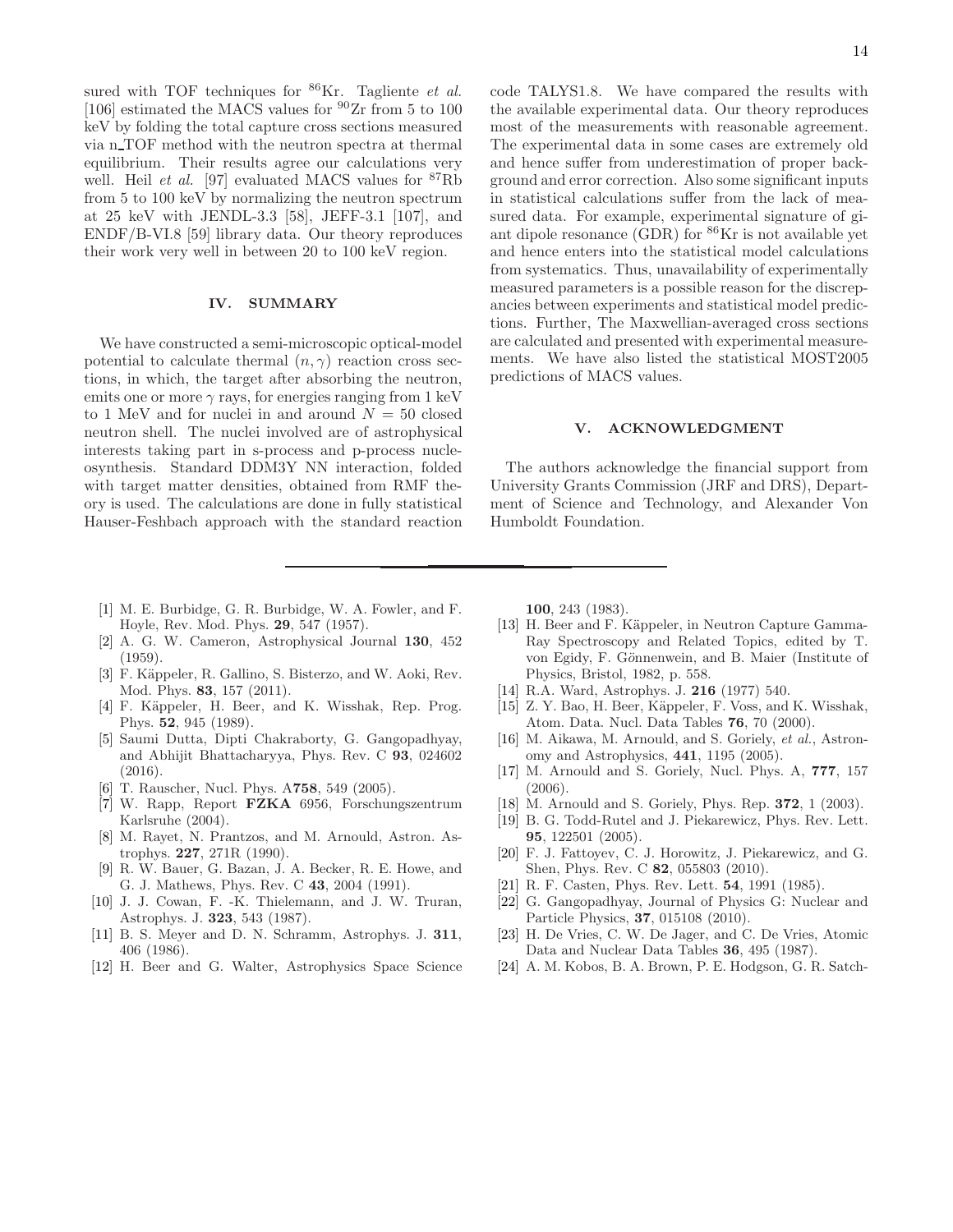sured with TOF techniques for $^{86}$Kr. Tagliente *et al.* [106] estimated the MACS values for $^{90}$Zr from 5 to 100 keV by folding the total capture cross sections measured via n_TOF method with the neutron spectra at thermal equilibrium. Their results agree our calculations very well. Heil *et al.* [97] evaluated MACS values for $^{87}$Rb from 5 to 100 keV by normalizing the neutron spectrum at 25 keV with JENDL-3.3 [58], JEFF-3.1 [107], and ENDF/B-VI.8 [59] library data. Our theory reproduces their work very well in between 20 to 100 keV region.

## IV. SUMMARY

We have constructed a semi-microscopic optical-model potential to calculate thermal $(n, \gamma)$ reaction cross sections, in which, the target after absorbing the neutron, emits one or more $\gamma$ rays, for energies ranging from 1 keV to 1 MeV and for nuclei in and around $N = 50$ closed neutron shell. The nuclei involved are of astrophysical interests taking part in s-process and p-process nucleosynthesis. Standard DDM3Y NN interaction, folded with target matter densities, obtained from RMF theory is used. The calculations are done in fully statistical Hauser-Feshbach approach with the standard reaction code TALYS1.8. We have compared the results with the available experimental data. Our theory reproduces most of the measurements with reasonable agreement. The experimental data in some cases are extremely old and hence suffer from underestimation of proper background and error correction. Also some significant inputs in statistical calculations suffer from the lack of measured data. For example, experimental signature of giant dipole resonance (GDR) for $^{86}$Kr is not available yet and hence enters into the statistical model calculations from systematics. Thus, unavailability of experimentally measured parameters is a possible reason for the discrepancies between experiments and statistical model predictions. Further, The Maxwellian-averaged cross sections are calculated and presented with experimental measurements. We have also listed the statistical MOST2005 predictions of MACS values.

## V. ACKNOWLEDGMENT

The authors acknowledge the financial support from University Grants Commission (JRF and DRS), Department of Science and Technology, and Alexander Von Humboldt Foundation.

---

[1] M. E. Burbidge, G. R. Burbidge, W. A. Fowler, and F. Hoyle, Rev. Mod. Phys. **29**, 547 (1957).

[2] A. G. W. Cameron, Astrophysical Journal **130**, 452 (1959).

[3] F. Käppeler, R. Gallino, S. Bisterzo, and W. Aoki, Rev. Mod. Phys. **83**, 157 (2011).

[4] F. Käppeler, H. Beer, and K. Wisshak, Rep. Prog. Phys. **52**, 945 (1989).

[5] Saumi Dutta, Dipti Chakraborty, G. Gangopadhyay, and Abhijit Bhattacharyya, Phys. Rev. C **93**, 024602 (2016).

[6] T. Rauscher, Nucl. Phys. A**758**, 549 (2005).

[7] W. Rapp, Report **FZKA** 6956, Forschungszentrum Karlsruhe (2004).

[8] M. Rayet, N. Prantzos, and M. Arnould, Astron. Astrophys. **227**, 271R (1990).

[9] R. W. Bauer, G. Bazan, J. A. Becker, R. E. Howe, and G. J. Mathews, Phys. Rev. C **43**, 2004 (1991).

[10] J. J. Cowan, F. -K. Thielemann, and J. W. Truran, Astrophys. J. **323**, 543 (1987).

[11] B. S. Meyer and D. N. Schramm, Astrophys. J. **311**, 406 (1986).

[12] H. Beer and G. Walter, Astrophysics Space Science **100**, 243 (1983).

[13] H. Beer and F. Käppeler, in Neutron Capture Gamma-Ray Spectroscopy and Related Topics, edited by T. von Egidy, F. Gönnenwein, and B. Maier (Institute of Physics, Bristol, 1982, p. 558.

[14] R.A. Ward, Astrophys. J. **216** (1977) 540.

[15] Z. Y. Bao, H. Beer, Käppeler, F. Voss, and K. Wisshak, Atom. Data. Nucl. Data Tables **76**, 70 (2000).

[16] M. Aikawa, M. Arnould, and S. Goriely, *et al.*, Astronomy and Astrophysics, **441**, 1195 (2005).

[17] M. Arnould and S. Goriely, Nucl. Phys. A, **777**, 157 (2006).

[18] M. Arnould and S. Goriely, Phys. Rep. **372**, 1 (2003).

[19] B. G. Todd-Rutel and J. Piekarewicz, Phys. Rev. Lett. **95**, 122501 (2005).

[20] F. J. Fattoyev, C. J. Horowitz, J. Piekarewicz, and G. Shen, Phys. Rev. C **82**, 055803 (2010).

[21] R. F. Casten, Phys. Rev. Lett. **54**, 1991 (1985).

[22] G. Gangopadhyay, Journal of Physics G: Nuclear and Particle Physics, **37**, 015108 (2010).

[23] H. De Vries, C. W. De Jager, and C. De Vries, Atomic Data and Nuclear Data Tables **36**, 495 (1987).

[24] A. M. Kobos, B. A. Brown, P. E. Hodgson, G. R. Satch-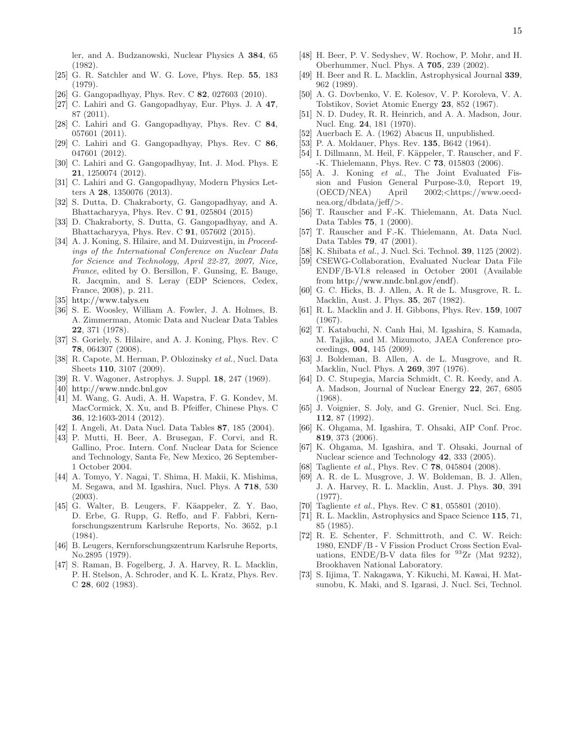ler, and A. Budzanowski, Nuclear Physics A **384**, 65 (1982).

[25] G. R. Satchler and W. G. Love, Phys. Rep. **55**, 183 (1979).

[26] G. Gangopadhyay, Phys. Rev. C **82**, 027603 (2010).

[27] C. Lahiri and G. Gangopadhyay, Eur. Phys. J. A **47**, 87 (2011).

[28] C. Lahiri and G. Gangopadhyay, Phys. Rev. C **84**, 057601 (2011).

[29] C. Lahiri and G. Gangopadhyay, Phys. Rev. C **86**, 047601 (2012).

[30] C. Lahiri and G. Gangopadhyay, Int. J. Mod. Phys. E **21**, 1250074 (2012).

[31] C. Lahiri and G. Gangopadhyay, Modern Physics Letters A **28**, 1350076 (2013).

[32] S. Dutta, D. Chakraborty, G. Gangopadhyay, and A. Bhattacharyya, Phys. Rev. C **91**, 025804 (2015)

[33] D. Chakraborty, S. Dutta, G. Gangopadhyay, and A. Bhattacharyya, Phys. Rev. C **91**, 057602 (2015).

[34] A. J. Koning, S. Hilaire, and M. Duizvestijn, in *Proceedings of the International Conference on Nuclear Data for Science and Technology, April 22-27, 2007, Nice, France*, edited by O. Bersillon, F. Gunsing, E. Bauge, R. Jacqmin, and S. Leray (EDP Sciences, Cedex, France, 2008), p. 211.

[35] http://www.talys.eu

[36] S. E. Woosley, William A. Fowler, J. A. Holmes, B. A. Zimmerman, Atomic Data and Nuclear Data Tables **22**, 371 (1978).

[37] S. Goriely, S. Hilaire, and A. J. Koning, Phys. Rev. C **78**, 064307 (2008).

[38] R. Capote, M. Herman, P. Oblozinsky *et al.*, Nucl. Data Sheets **110**, 3107 (2009).

[39] R. V. Wagoner, Astrophys. J. Suppl. **18**, 247 (1969).

[40] http://www.nndc.bnl.gov

[41] M. Wang, G. Audi, A. H. Wapstra, F. G. Kondev, M. MacCormick, X. Xu, and B. Pfeiffer, Chinese Phys. C **36**, 12:1603-2014 (2012).

[42] I. Angeli, At. Data Nucl. Data Tables **87**, 185 (2004).

[43] P. Mutti, H. Beer, A. Brusegan, F. Corvi, and R. Gallino, Proc. Intern. Conf. Nuclear Data for Science and Technology, Santa Fe, New Mexico, 26 September-1 October 2004.

[44] A. Tomyo, Y. Nagai, T. Shima, H. Makii, K. Mishima, M. Segawa, and M. Igashira, Nucl. Phys. A **718**, 530 (2003).

[45] G. Walter, B. Leugers, F. Käappeler, Z. Y. Bao, D. Erbe, G. Rupp, G. Reffo, and F. Fabbri, Kernforschungszentrum Karlsruhe Reports, No. 3652, p.1 (1984).

[46] B. Leugers, Kernforschungszentrum Karlsruhe Reports, No.2895 (1979).

[47] S. Raman, B. Fogelberg, J. A. Harvey, R. L. Macklin, P. H. Stelson, A. Schroder, and K. L. Kratz, Phys. Rev. C **28**, 602 (1983).

[48] H. Beer, P. V. Sedyshev, W. Rochow, P. Mohr, and H. Oberhummer, Nucl. Phys. A **705**, 239 (2002).

[49] H. Beer and R. L. Macklin, Astrophysical Journal **339**, 962 (1989).

[50] A. G. Dovbenko, V. E. Kolesov, V. P. Koroleva, V. A. Tolstikov, Soviet Atomic Energy **23**, 852 (1967).

[51] N. D. Dudey, R. R. Heinrich, and A. A. Madson, Jour. Nucl. Eng. **24**, 181 (1970).

[52] Auerbach E. A. (1962) Abacus II, unpublished.

[53] P. A. Moldauer, Phys. Rev. **135**, B642 (1964).

[54] I. Dillmann, M. Heil, F. Käppeler, T. Rauscher, and F. -K. Thielemann, Phys. Rev. C **73**, 015803 (2006).

[55] A. J. Koning *et al.*, The Joint Evaluated Fission and Fusion General Purpose-3.0, Report 19, (OECD/NEA) April 2002;<https://www.oecd-nea.org/dbdata/jeff/>.

[56] T. Rauscher and F.-K. Thielemann, At. Data Nucl. Data Tables **75**, 1 (2000).

[57] T. Rauscher and F.-K. Thielemann, At. Data Nucl. Data Tables **79**, 47 (2001).

[58] K. Shibata *et al.*, J. Nucl. Sci. Technol. **39**, 1125 (2002).

[59] CSEWG-Collaboration, Evaluated Nuclear Data File ENDF/B-VI.8 released in October 2001 (Available from http://www.nndc.bnl.gov/endf).

[60] G. C. Hicks, B. J. Allen, A. R de L. Musgrove, R. L. Macklin, Aust. J. Phys. **35**, 267 (1982).

[61] R. L. Macklin and J. H. Gibbons, Phys. Rev. **159**, 1007 (1967).

[62] T. Katabuchi, N. Canh Hai, M. Igashira, S. Kamada, M. Tajika, and M. Mizumoto, JAEA Conference proceedings, **004**, 145 (2009).

[63] J. Boldeman, B. Allen, A. de L. Musgrove, and R. Macklin, Nucl. Phys. A **269**, 397 (1976).

[64] D. C. Stupegia, Marcia Schmidt, C. R. Keedy, and A. A. Madson, Journal of Nuclear Energy **22**, 267, 6805 (1968).

[65] J. Voignier, S. Joly, and G. Grenier, Nucl. Sci. Eng. **112**, 87 (1992).

[66] K. Ohgama, M. Igashira, T. Ohsaki, AIP Conf. Proc. **819**, 373 (2006).

[67] K. Ohgama, M. Igashira, and T. Ohsaki, Journal of Nuclear science and Technology **42**, 333 (2005).

[68] Tagliente *et al.*, Phys. Rev. C **78**, 045804 (2008).

[69] A. R. de L. Musgrove, J. W. Boldeman, B. J. Allen, J. A. Harvey, R. L. Macklin, Aust. J. Phys. **30**, 391 (1977).

[70] Tagliente *et al.*, Phys. Rev. C **81**, 055801 (2010).

[71] R. L. Macklin, Astrophysics and Space Science **115**, 71, 85 (1985).

[72] R. E. Schenter, F. Schmittroth, and C. W. Reich: 1980, ENDF/B - V Fission Product Cross Section Evaluations, ENDE/B-V data files for $^{93}$Zr (Mat 9232), Brookhaven National Laboratory.

[73] S. Iijima, T. Nakagawa, Y. Kikuchi, M. Kawai, H. Matsunobu, K. Maki, and S. Igarasi, J. Nucl. Sci, Technol.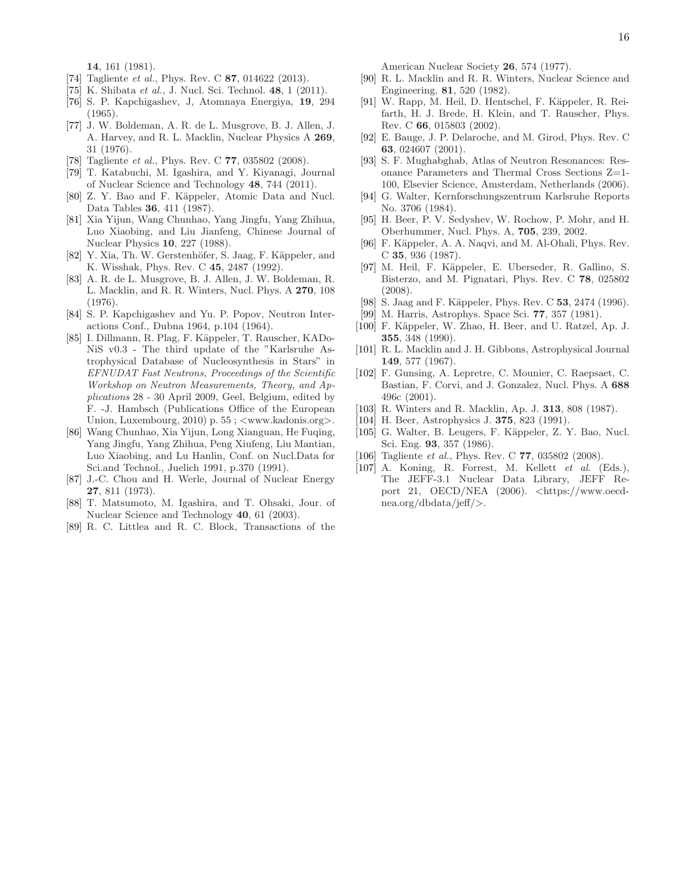**14**, 161 (1981).

[74] Tagliente *et al.*, Phys. Rev. C **87**, 014622 (2013).

[75] K. Shibata *et al.*, J. Nucl. Sci. Technol. **48**, 1 (2011).

[76] S. P. Kapchigashev, J, Atomnaya Energiya, **19**, 294 (1965).

[77] J. W. Boldeman, A. R. de L. Musgrove, B. J. Allen, J. A. Harvey, and R. L. Macklin, Nuclear Physics A **269**, 31 (1976).

[78] Tagliente *et al.*, Phys. Rev. C **77**, 035802 (2008).

[79] T. Katabuchi, M. Igashira, and Y. Kiyanagi, Journal of Nuclear Science and Technology **48**, 744 (2011).

[80] Z. Y. Bao and F. Käppeler, Atomic Data and Nucl. Data Tables **36**, 411 (1987).

[81] Xia Yijun, Wang Chunhao, Yang Jingfu, Yang Zhihua, Luo Xiaobing, and Liu Jianfeng, Chinese Journal of Nuclear Physics **10**, 227 (1988).

[82] Y. Xia, Th. W. Gerstenhöfer, S. Jaag, F. Käppeler, and K. Wisshak, Phys. Rev. C **45**, 2487 (1992).

[83] A. R. de L. Musgrove, B. J. Allen, J. W. Boldeman, R. L. Macklin, and R. R. Winters, Nucl. Phys. A **270**, 108 (1976).

[84] S. P. Kapchigashev and Yu. P. Popov, Neutron Interactions Conf., Dubna 1964, p.104 (1964).

[85] I. Dillmann, R. Plag, F. Käppeler, T. Rauscher, KADoNiS v0.3 - The third update of the "Karlsruhe Astrophysical Database of Nucleosynthesis in Stars" in *EFNUDAT Fast Neutrons, Proceedings of the Scientific Workshop on Neutron Measurements, Theory, and Applications* 28 - 30 April 2009, Geel, Belgium, edited by F. -J. Hambsch (Publications Office of the European Union, Luxembourg, 2010) p. 55 ; <www.kadonis.org>.

[86] Wang Chunhao, Xia Yijun, Long Xianguan, He Fuqing, Yang Jingfu, Yang Zhihua, Peng Xiufeng, Liu Mantian, Luo Xiaobing, and Lu Hanlin, Conf. on Nucl.Data for Sci.and Technol., Juelich 1991, p.370 (1991).

[87] J.-C. Chou and H. Werle, Journal of Nuclear Energy **27**, 811 (1973).

[88] T. Matsumoto, M. Igashira, and T. Ohsaki, Jour. of Nuclear Science and Technology **40**, 61 (2003).

[89] R. C. Littlea and R. C. Block, Transactions of the American Nuclear Society **26**, 574 (1977).

[90] R. L. Macklin and R. R. Winters, Nuclear Science and Engineering, **81**, 520 (1982).

[91] W. Rapp, M. Heil, D. Hentschel, F. Käppeler, R. Reifarth, H. J. Brede, H. Klein, and T. Rauscher, Phys. Rev. C **66**, 015803 (2002).

[92] E. Bauge, J. P. Delaroche, and M. Girod, Phys. Rev. C **63**, 024607 (2001).

[93] S. F. Mughabghab, Atlas of Neutron Resonances: Resonance Parameters and Thermal Cross Sections Z=1-100, Elsevier Science, Amsterdam, Netherlands (2006).

[94] G. Walter, Kernforschungszentrum Karlsruhe Reports No. 3706 (1984).

[95] H. Beer, P. V. Sedyshev, W. Rochow, P. Mohr, and H. Oberhummer, Nucl. Phys. A, **705**, 239, 2002.

[96] F. Käppeler, A. A. Naqvi, and M. Al-Ohali, Phys. Rev. C **35**, 936 (1987).

[97] M. Heil, F. Käppeler, E. Uberseder, R. Gallino, S. Bisterzo, and M. Pignatari, Phys. Rev. C **78**, 025802 (2008).

[98] S. Jaag and F. Käppeler, Phys. Rev. C **53**, 2474 (1996).

[99] M. Harris, Astrophys. Space Sci. **77**, 357 (1981).

[100] F. Käppeler, W. Zhao, H. Beer, and U. Ratzel, Ap. J. **355**, 348 (1990).

[101] R. L. Macklin and J. H. Gibbons, Astrophysical Journal **149**, 577 (1967).

[102] F. Gunsing, A. Lepretre, C. Mounier, C. Raepsaet, C. Bastian, F. Corvi, and J. Gonzalez, Nucl. Phys. A **688** 496c (2001).

[103] R. Winters and R. Macklin, Ap. J. **313**, 808 (1987).

[104] H. Beer, Astrophysics J. **375**, 823 (1991).

[105] G. Walter, B. Leugers, F. Käppeler, Z. Y. Bao, Nucl. Sci. Eng. **93**, 357 (1986).

[106] Tagliente *et al.*, Phys. Rev. C **77**, 035802 (2008).

[107] A. Koning, R. Forrest, M. Kellett *et al.* (Eds.), The JEFF-3.1 Nuclear Data Library, JEFF Report 21, OECD/NEA (2006). <https://www.oecd-nea.org/dbdata/jeff/>.